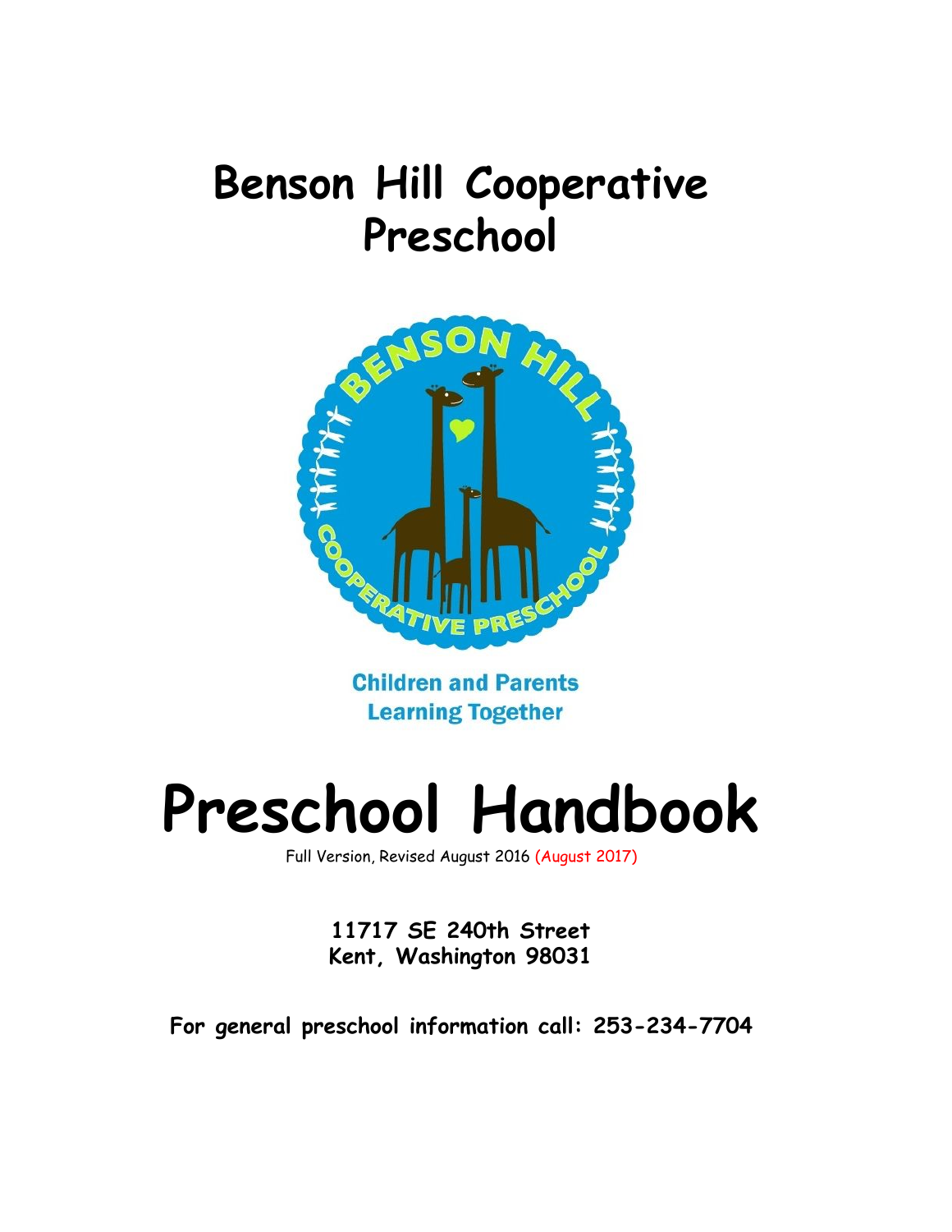# Benson Hill Cooperative Preschool

**Children and Parents Learning Together**

# Preschool Handbook

Full Version, Revised August 2016 (August 2017)

**11717 SE 240th Street**
**Kent, Washington 98031**

**For general preschool information call: 253-234-7704**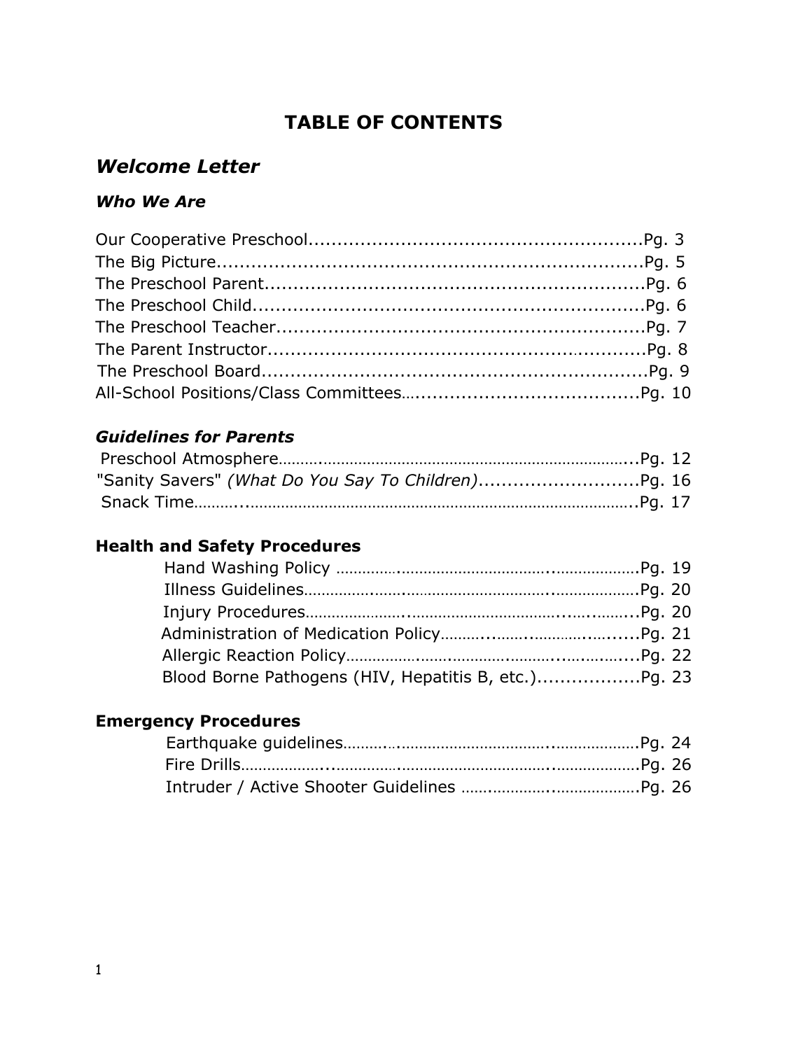# TABLE OF CONTENTS

## *Welcome Letter*

### *Who We Are*

Our Cooperative Preschool..........................................................Pg. 3
The Big Picture..........................................................................Pg. 5
The Preschool Parent.................................................................Pg. 6
The Preschool Child...................................................................Pg. 6
The Preschool Teacher................................................................Pg. 7
The Parent Instructor..................................................................Pg. 8
The Preschool Board...................................................................Pg. 9
All-School Positions/Class Committees….......................................Pg. 10

### *Guidelines for Parents*

Preschool Atmosphere…….......................................................................Pg. 12
"Sanity Savers" *(What Do You Say To Children)*...........................Pg. 16
Snack Time……….................................................................................Pg. 17

### Health and Safety Procedures

Hand Washing Policy ……………........................................................Pg. 19
Illness Guidelines………………...................................................................Pg. 20
Injury Procedures…………………................................................................Pg. 20
Administration of Medication Policy……….........................................Pg. 21
Allergic Reaction Policy………………........................................................Pg. 22
Blood Borne Pathogens (HIV, Hepatitis B, etc.).................Pg. 23

### Emergency Procedures

Earthquake guidelines……….................................................................Pg. 24
Fire Drills…………………........................................................................Pg. 26
Intruder / Active Shooter Guidelines …………………..........................Pg. 26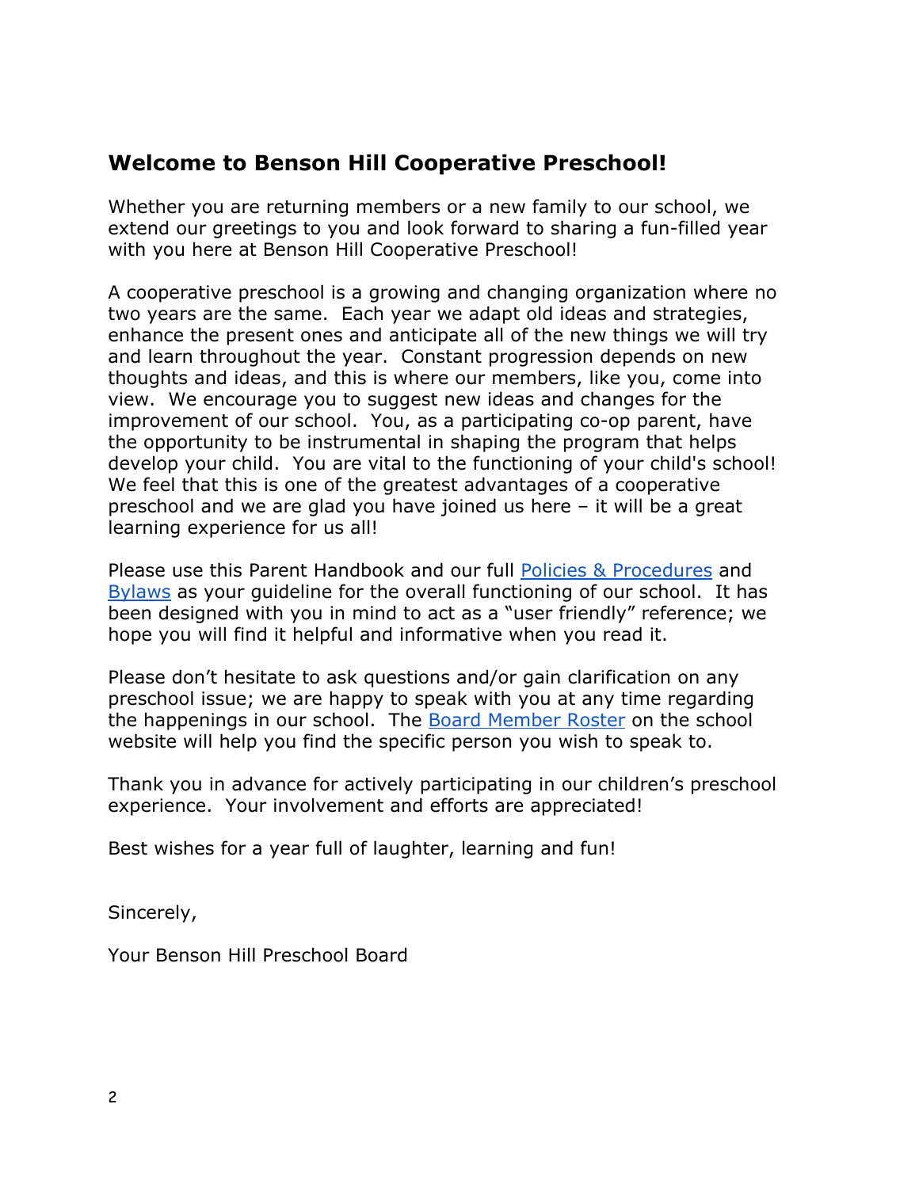## Welcome to Benson Hill Cooperative Preschool!

Whether you are returning members or a new family to our school, we extend our greetings to you and look forward to sharing a fun-filled year with you here at Benson Hill Cooperative Preschool!

A cooperative preschool is a growing and changing organization where no two years are the same. Each year we adapt old ideas and strategies, enhance the present ones and anticipate all of the new things we will try and learn throughout the year. Constant progression depends on new thoughts and ideas, and this is where our members, like you, come into view. We encourage you to suggest new ideas and changes for the improvement of our school. You, as a participating co-op parent, have the opportunity to be instrumental in shaping the program that helps develop your child. You are vital to the functioning of your child's school! We feel that this is one of the greatest advantages of a cooperative preschool and we are glad you have joined us here – it will be a great learning experience for us all!

Please use this Parent Handbook and our full Policies & Procedures and Bylaws as your guideline for the overall functioning of our school. It has been designed with you in mind to act as a "user friendly" reference; we hope you will find it helpful and informative when you read it.

Please don't hesitate to ask questions and/or gain clarification on any preschool issue; we are happy to speak with you at any time regarding the happenings in our school. The Board Member Roster on the school website will help you find the specific person you wish to speak to.

Thank you in advance for actively participating in our children's preschool experience. Your involvement and efforts are appreciated!

Best wishes for a year full of laughter, learning and fun!

Sincerely,

Your Benson Hill Preschool Board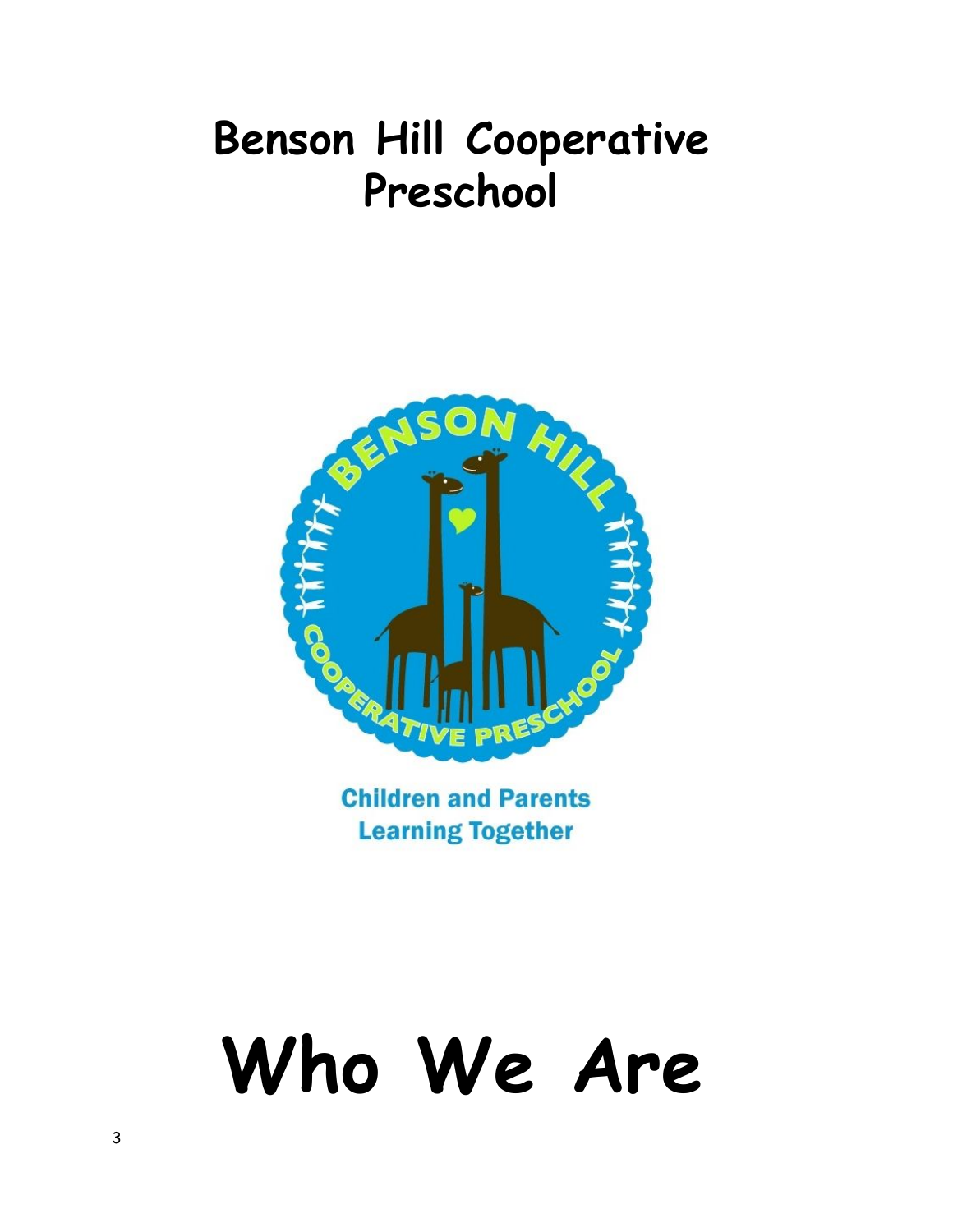# Benson Hill Cooperative Preschool

Children and Parents Learning Together

# Who We Are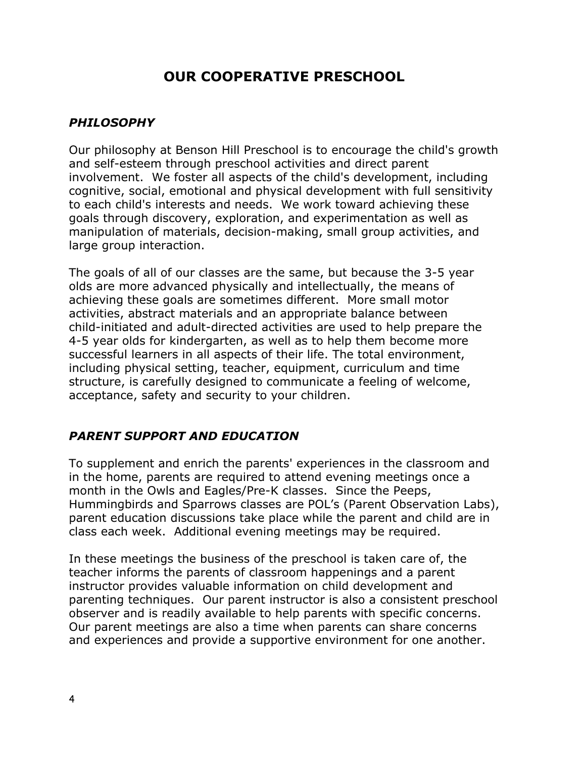# OUR COOPERATIVE PRESCHOOL

## *PHILOSOPHY*

Our philosophy at Benson Hill Preschool is to encourage the child's growth and self-esteem through preschool activities and direct parent involvement. We foster all aspects of the child's development, including cognitive, social, emotional and physical development with full sensitivity to each child's interests and needs. We work toward achieving these goals through discovery, exploration, and experimentation as well as manipulation of materials, decision-making, small group activities, and large group interaction.

The goals of all of our classes are the same, but because the 3-5 year olds are more advanced physically and intellectually, the means of achieving these goals are sometimes different. More small motor activities, abstract materials and an appropriate balance between child-initiated and adult-directed activities are used to help prepare the 4-5 year olds for kindergarten, as well as to help them become more successful learners in all aspects of their life. The total environment, including physical setting, teacher, equipment, curriculum and time structure, is carefully designed to communicate a feeling of welcome, acceptance, safety and security to your children.

## *PARENT SUPPORT AND EDUCATION*

To supplement and enrich the parents' experiences in the classroom and in the home, parents are required to attend evening meetings once a month in the Owls and Eagles/Pre-K classes. Since the Peeps, Hummingbirds and Sparrows classes are POL's (Parent Observation Labs), parent education discussions take place while the parent and child are in class each week. Additional evening meetings may be required.

In these meetings the business of the preschool is taken care of, the teacher informs the parents of classroom happenings and a parent instructor provides valuable information on child development and parenting techniques. Our parent instructor is also a consistent preschool observer and is readily available to help parents with specific concerns. Our parent meetings are also a time when parents can share concerns and experiences and provide a supportive environment for one another.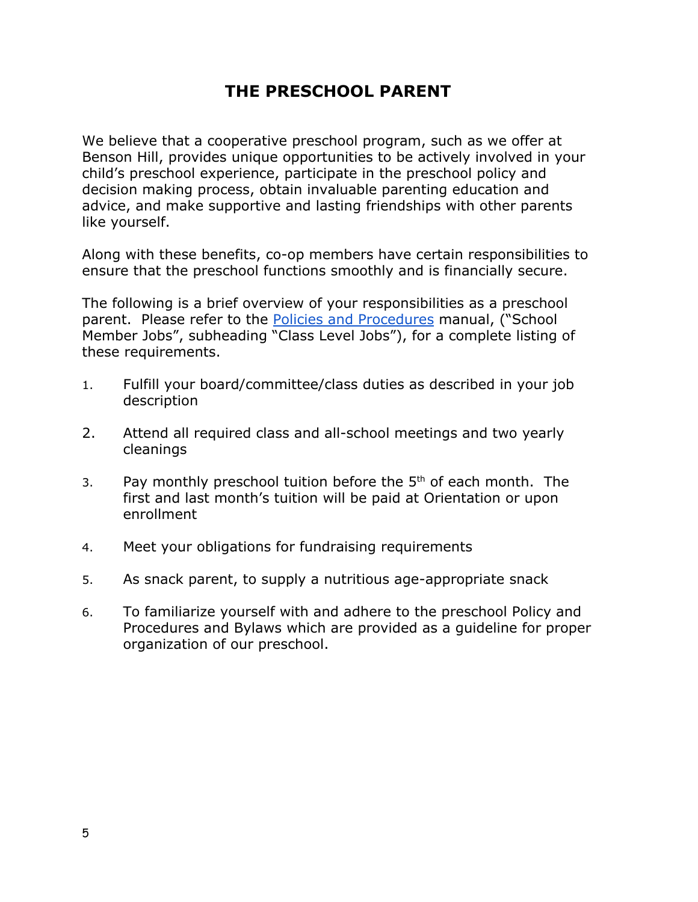# THE PRESCHOOL PARENT

We believe that a cooperative preschool program, such as we offer at Benson Hill, provides unique opportunities to be actively involved in your child's preschool experience, participate in the preschool policy and decision making process, obtain invaluable parenting education and advice, and make supportive and lasting friendships with other parents like yourself.

Along with these benefits, co-op members have certain responsibilities to ensure that the preschool functions smoothly and is financially secure.

The following is a brief overview of your responsibilities as a preschool parent. Please refer to the Policies and Procedures manual, ("School Member Jobs", subheading "Class Level Jobs"), for a complete listing of these requirements.

1. Fulfill your board/committee/class duties as described in your job description
2. Attend all required class and all-school meetings and two yearly cleanings
3. Pay monthly preschool tuition before the 5th of each month. The first and last month's tuition will be paid at Orientation or upon enrollment
4. Meet your obligations for fundraising requirements
5. As snack parent, to supply a nutritious age-appropriate snack
6. To familiarize yourself with and adhere to the preschool Policy and Procedures and Bylaws which are provided as a guideline for proper organization of our preschool.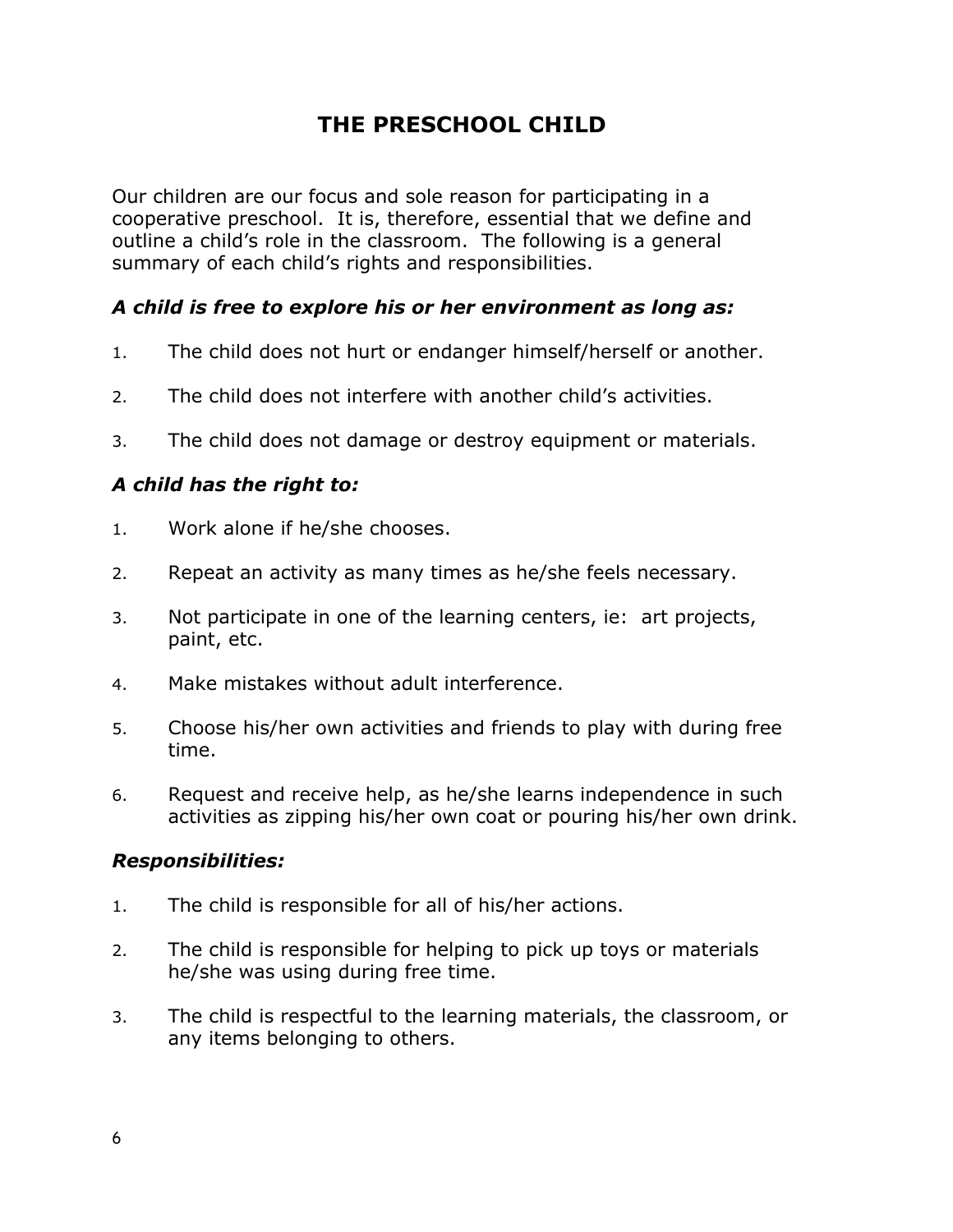# THE PRESCHOOL CHILD

Our children are our focus and sole reason for participating in a cooperative preschool. It is, therefore, essential that we define and outline a child's role in the classroom. The following is a general summary of each child's rights and responsibilities.

### *A child is free to explore his or her environment as long as:*

1. The child does not hurt or endanger himself/herself or another.
2. The child does not interfere with another child's activities.
3. The child does not damage or destroy equipment or materials.

### *A child has the right to:*

1. Work alone if he/she chooses.
2. Repeat an activity as many times as he/she feels necessary.
3. Not participate in one of the learning centers, ie: art projects, paint, etc.
4. Make mistakes without adult interference.
5. Choose his/her own activities and friends to play with during free time.
6. Request and receive help, as he/she learns independence in such activities as zipping his/her own coat or pouring his/her own drink.

### *Responsibilities:*

1. The child is responsible for all of his/her actions.
2. The child is responsible for helping to pick up toys or materials he/she was using during free time.
3. The child is respectful to the learning materials, the classroom, or any items belonging to others.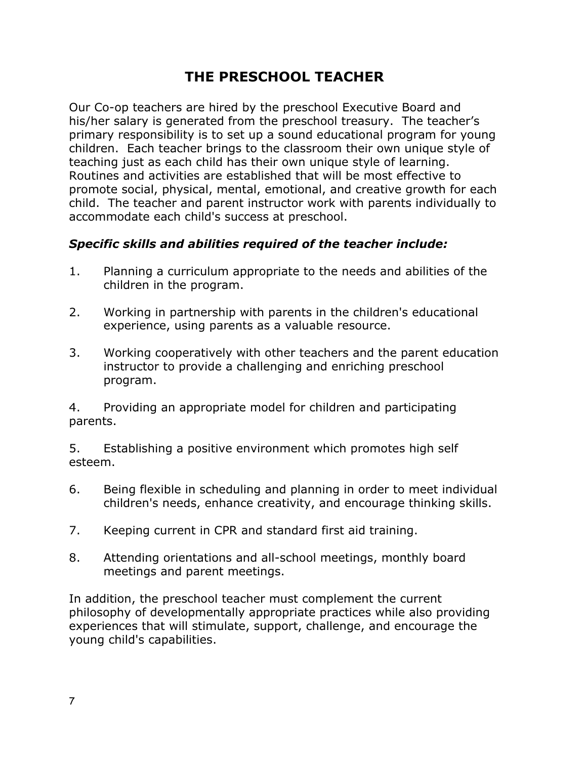# THE PRESCHOOL TEACHER

Our Co-op teachers are hired by the preschool Executive Board and his/her salary is generated from the preschool treasury. The teacher's primary responsibility is to set up a sound educational program for young children. Each teacher brings to the classroom their own unique style of teaching just as each child has their own unique style of learning. Routines and activities are established that will be most effective to promote social, physical, mental, emotional, and creative growth for each child. The teacher and parent instructor work with parents individually to accommodate each child's success at preschool.

***Specific skills and abilities required of the teacher include:***

1. Planning a curriculum appropriate to the needs and abilities of the children in the program.
2. Working in partnership with parents in the children's educational experience, using parents as a valuable resource.
3. Working cooperatively with other teachers and the parent education instructor to provide a challenging and enriching preschool program.
4. Providing an appropriate model for children and participating parents.
5. Establishing a positive environment which promotes high self esteem.
6. Being flexible in scheduling and planning in order to meet individual children's needs, enhance creativity, and encourage thinking skills.
7. Keeping current in CPR and standard first aid training.
8. Attending orientations and all-school meetings, monthly board meetings and parent meetings.

In addition, the preschool teacher must complement the current philosophy of developmentally appropriate practices while also providing experiences that will stimulate, support, challenge, and encourage the young child's capabilities.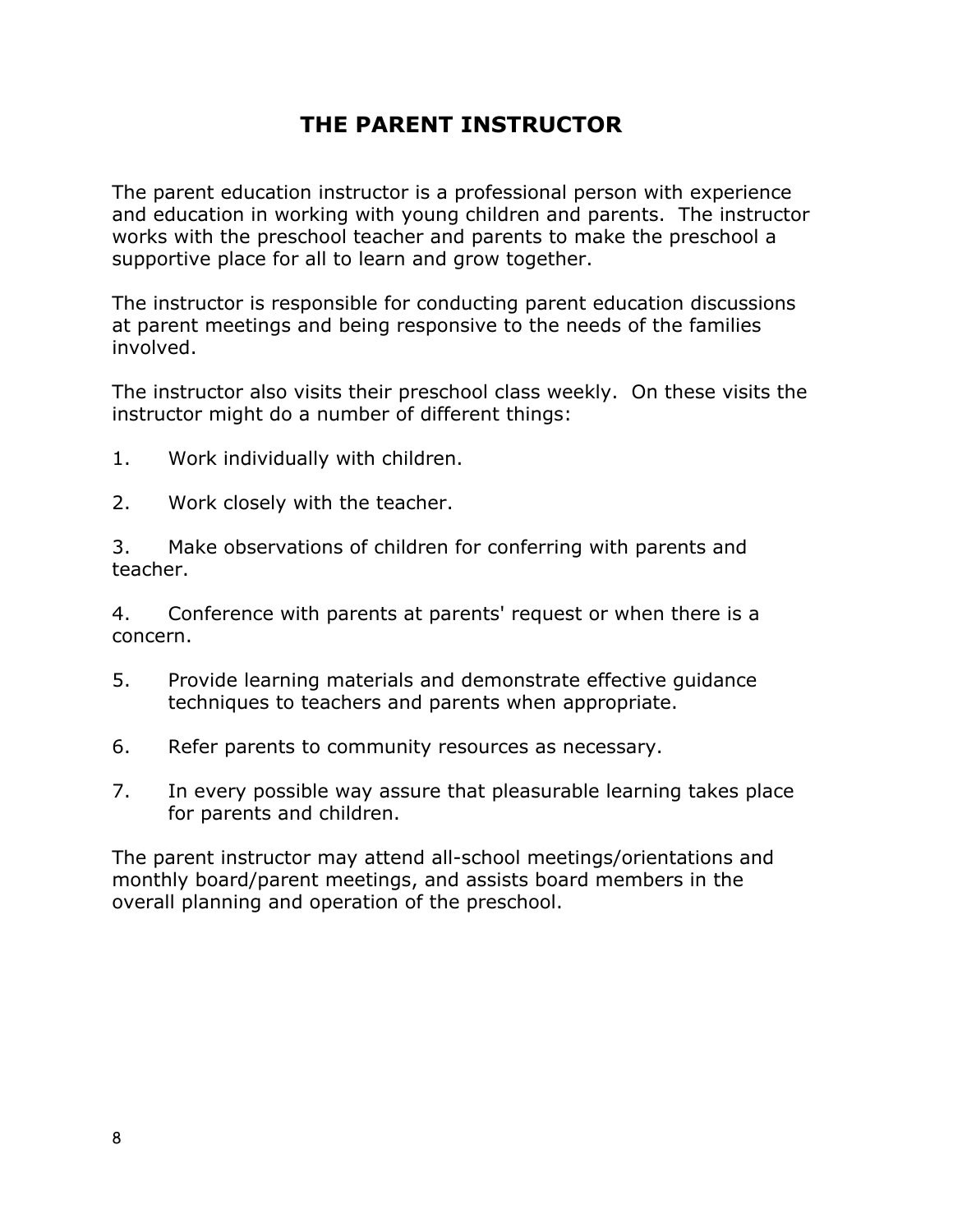# THE PARENT INSTRUCTOR

The parent education instructor is a professional person with experience and education in working with young children and parents. The instructor works with the preschool teacher and parents to make the preschool a supportive place for all to learn and grow together.

The instructor is responsible for conducting parent education discussions at parent meetings and being responsive to the needs of the families involved.

The instructor also visits their preschool class weekly. On these visits the instructor might do a number of different things:

1. Work individually with children.
2. Work closely with the teacher.
3. Make observations of children for conferring with parents and teacher.
4. Conference with parents at parents' request or when there is a concern.
5. Provide learning materials and demonstrate effective guidance techniques to teachers and parents when appropriate.
6. Refer parents to community resources as necessary.
7. In every possible way assure that pleasurable learning takes place for parents and children.

The parent instructor may attend all-school meetings/orientations and monthly board/parent meetings, and assists board members in the overall planning and operation of the preschool.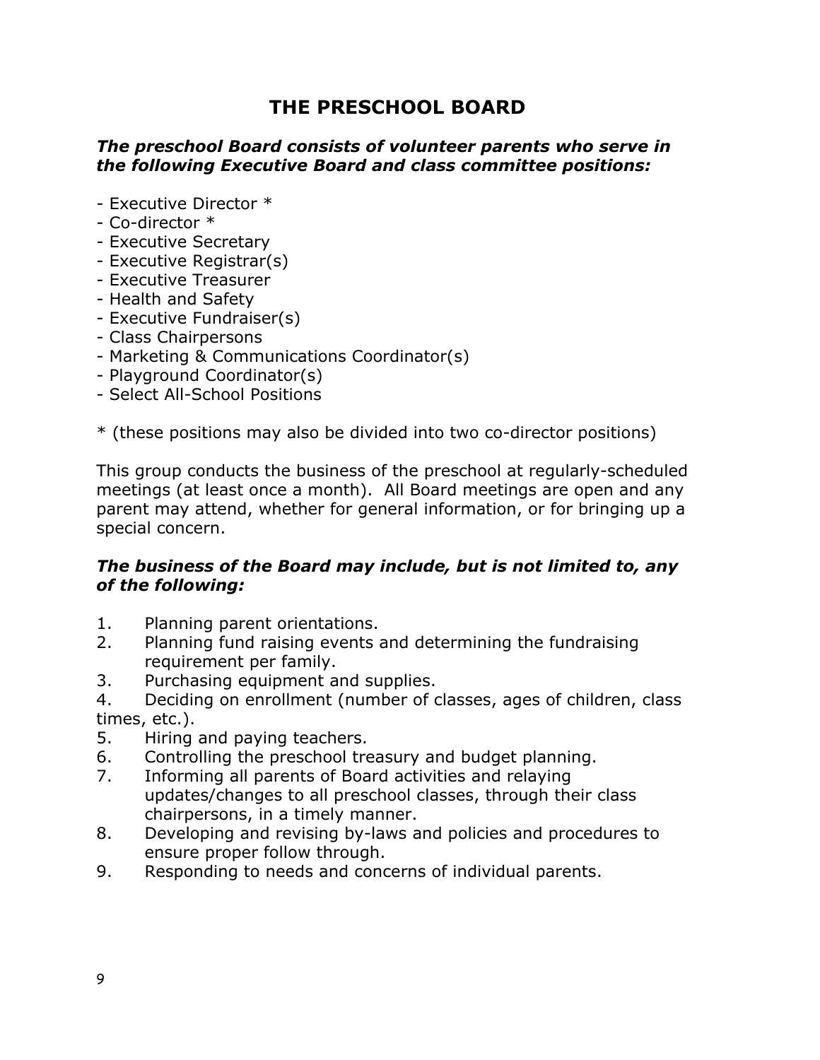# THE PRESCHOOL BOARD

***The preschool Board consists of volunteer parents who serve in the following Executive Board and class committee positions:***

- Executive Director *
- Co-director *
- Executive Secretary
- Executive Registrar(s)
- Executive Treasurer
- Health and Safety
- Executive Fundraiser(s)
- Class Chairpersons
- Marketing & Communications Coordinator(s)
- Playground Coordinator(s)
- Select All-School Positions

* (these positions may also be divided into two co-director positions)

This group conducts the business of the preschool at regularly-scheduled meetings (at least once a month). All Board meetings are open and any parent may attend, whether for general information, or for bringing up a special concern.

***The business of the Board may include, but is not limited to, any of the following:***

1. Planning parent orientations.
2. Planning fund raising events and determining the fundraising requirement per family.
3. Purchasing equipment and supplies.
4. Deciding on enrollment (number of classes, ages of children, class times, etc.).
5. Hiring and paying teachers.
6. Controlling the preschool treasury and budget planning.
7. Informing all parents of Board activities and relaying updates/changes to all preschool classes, through their class chairpersons, in a timely manner.
8. Developing and revising by-laws and policies and procedures to ensure proper follow through.
9. Responding to needs and concerns of individual parents.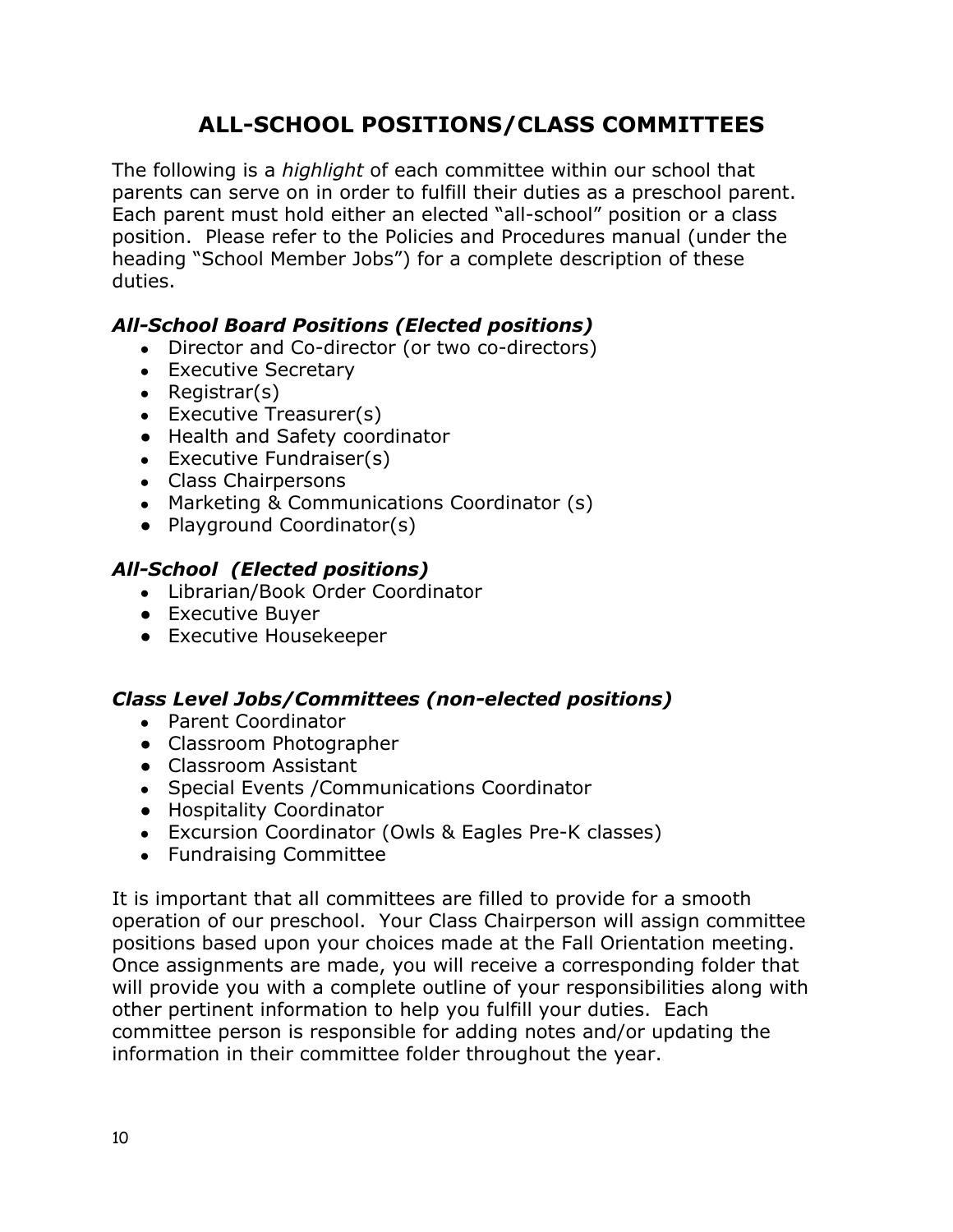# ALL-SCHOOL POSITIONS/CLASS COMMITTEES

The following is a *highlight* of each committee within our school that parents can serve on in order to fulfill their duties as a preschool parent. Each parent must hold either an elected "all-school" position or a class position. Please refer to the Policies and Procedures manual (under the heading "School Member Jobs") for a complete description of these duties.

### *All-School Board Positions (Elected positions)*

- Director and Co-director (or two co-directors)
- Executive Secretary
- Registrar(s)
- Executive Treasurer(s)
- Health and Safety coordinator
- Executive Fundraiser(s)
- Class Chairpersons
- Marketing & Communications Coordinator (s)
- Playground Coordinator(s)

### *All-School (Elected positions)*

- Librarian/Book Order Coordinator
- Executive Buyer
- Executive Housekeeper

### *Class Level Jobs/Committees (non-elected positions)*

- Parent Coordinator
- Classroom Photographer
- Classroom Assistant
- Special Events /Communications Coordinator
- Hospitality Coordinator
- Excursion Coordinator (Owls & Eagles Pre-K classes)
- Fundraising Committee

It is important that all committees are filled to provide for a smooth operation of our preschool. Your Class Chairperson will assign committee positions based upon your choices made at the Fall Orientation meeting. Once assignments are made, you will receive a corresponding folder that will provide you with a complete outline of your responsibilities along with other pertinent information to help you fulfill your duties. Each committee person is responsible for adding notes and/or updating the information in their committee folder throughout the year.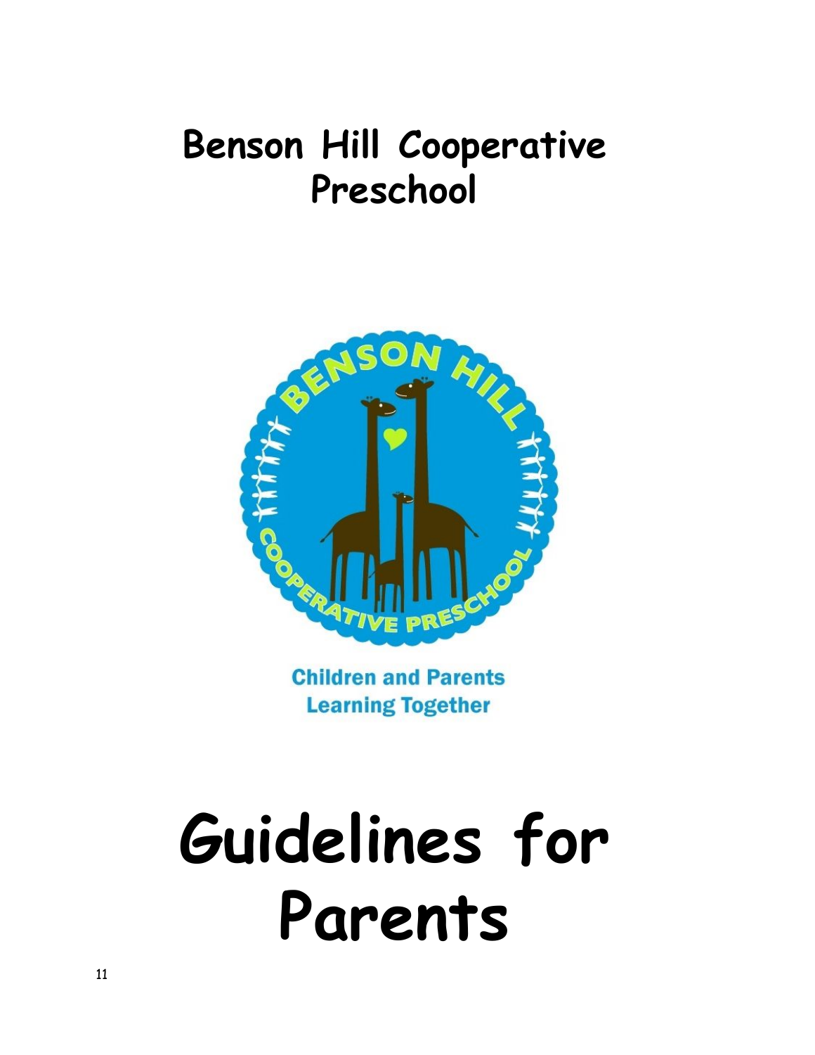# Benson Hill Cooperative Preschool

Children and Parents Learning Together

# Guidelines for Parents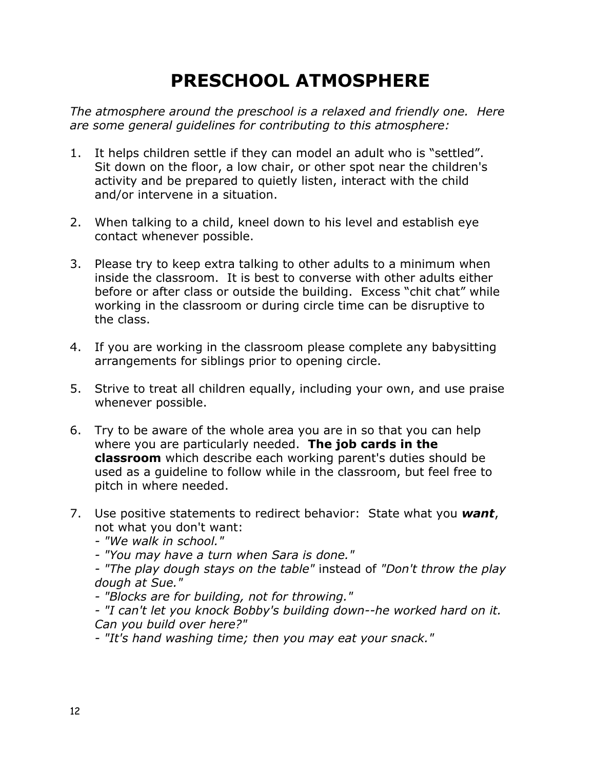# PRESCHOOL ATMOSPHERE

*The atmosphere around the preschool is a relaxed and friendly one. Here are some general guidelines for contributing to this atmosphere:*

1. It helps children settle if they can model an adult who is "settled". Sit down on the floor, a low chair, or other spot near the children's activity and be prepared to quietly listen, interact with the child and/or intervene in a situation.

2. When talking to a child, kneel down to his level and establish eye contact whenever possible.

3. Please try to keep extra talking to other adults to a minimum when inside the classroom. It is best to converse with other adults either before or after class or outside the building. Excess "chit chat" while working in the classroom or during circle time can be disruptive to the class.

4. If you are working in the classroom please complete any babysitting arrangements for siblings prior to opening circle.

5. Strive to treat all children equally, including your own, and use praise whenever possible.

6. Try to be aware of the whole area you are in so that you can help where you are particularly needed. **The job cards in the classroom** which describe each working parent's duties should be used as a guideline to follow while in the classroom, but feel free to pitch in where needed.

7. Use positive statements to redirect behavior: State what you ***want***, not what you don't want:
   - *"We walk in school."*
   - *"You may have a turn when Sara is done."*
   - *"The play dough stays on the table"* instead of *"Don't throw the play dough at Sue."*
   - *"Blocks are for building, not for throwing."*
   - *"I can't let you knock Bobby's building down--he worked hard on it. Can you build over here?"*
   - *"It's hand washing time; then you may eat your snack."*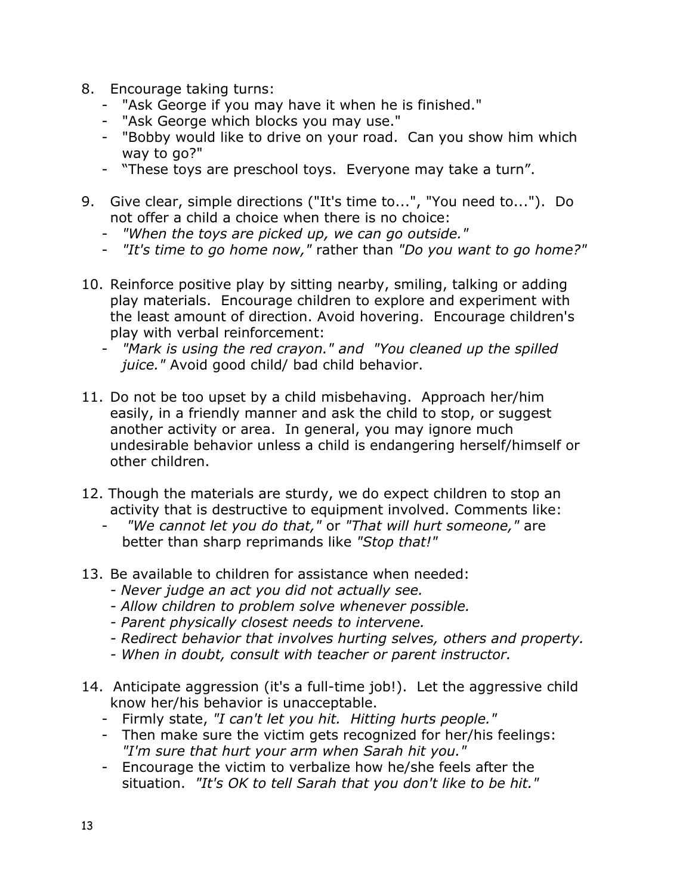8. Encourage taking turns:
   - "Ask George if you may have it when he is finished."
   - "Ask George which blocks you may use."
   - "Bobby would like to drive on your road. Can you show him which way to go?"
   - "These toys are preschool toys. Everyone may take a turn".

9. Give clear, simple directions ("It's time to...", "You need to..."). Do not offer a child a choice when there is no choice:
   - *"When the toys are picked up, we can go outside."*
   - *"It's time to go home now,"* rather than *"Do you want to go home?"*

10. Reinforce positive play by sitting nearby, smiling, talking or adding play materials. Encourage children to explore and experiment with the least amount of direction. Avoid hovering. Encourage children's play with verbal reinforcement:
    - *"Mark is using the red crayon." and "You cleaned up the spilled juice."* Avoid good child/ bad child behavior.

11. Do not be too upset by a child misbehaving. Approach her/him easily, in a friendly manner and ask the child to stop, or suggest another activity or area. In general, you may ignore much undesirable behavior unless a child is endangering herself/himself or other children.

12. Though the materials are sturdy, we do expect children to stop an activity that is destructive to equipment involved. Comments like:
    - *"We cannot let you do that,"* or *"That will hurt someone,"* are better than sharp reprimands like *"Stop that!"*

13. Be available to children for assistance when needed:
    - *Never judge an act you did not actually see.*
    - *Allow children to problem solve whenever possible.*
    - *Parent physically closest needs to intervene.*
    - *Redirect behavior that involves hurting selves, others and property.*
    - *When in doubt, consult with teacher or parent instructor.*

14. Anticipate aggression (it's a full-time job!). Let the aggressive child know her/his behavior is unacceptable.
    - Firmly state, *"I can't let you hit. Hitting hurts people."*
    - Then make sure the victim gets recognized for her/his feelings: *"I'm sure that hurt your arm when Sarah hit you."*
    - Encourage the victim to verbalize how he/she feels after the situation. *"It's OK to tell Sarah that you don't like to be hit."*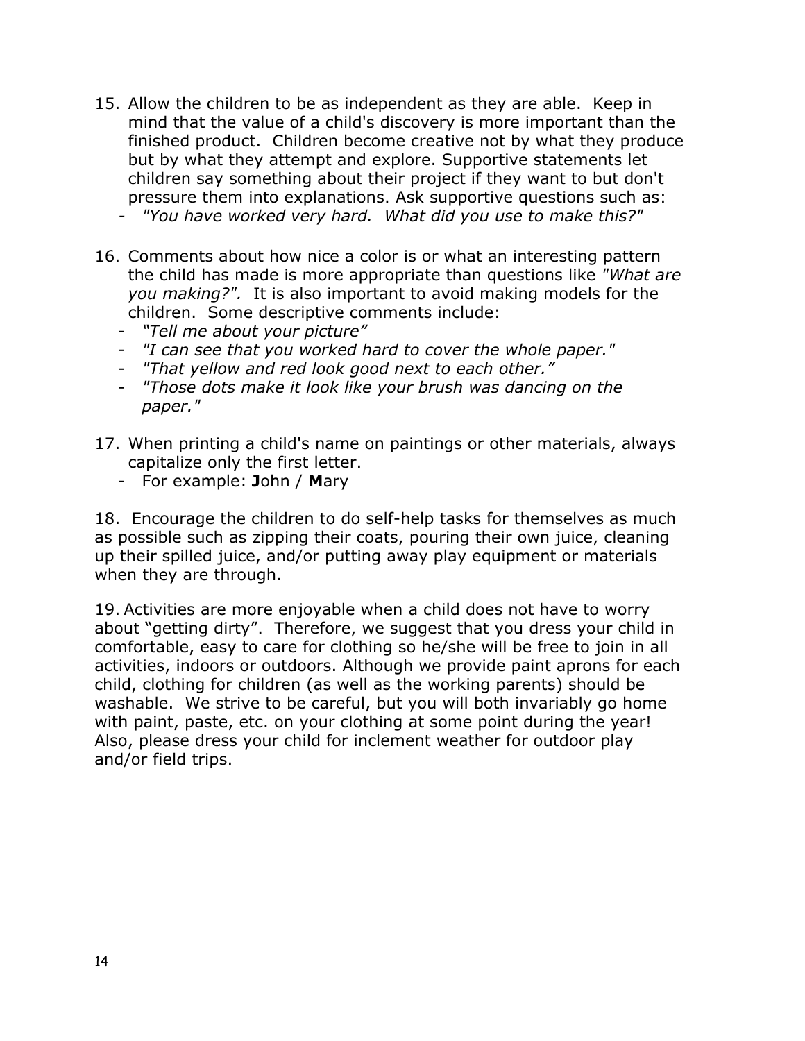15. Allow the children to be as independent as they are able. Keep in mind that the value of a child's discovery is more important than the finished product. Children become creative not by what they produce but by what they attempt and explore. Supportive statements let children say something about their project if they want to but don't pressure them into explanations. Ask supportive questions such as:
    - *"You have worked very hard. What did you use to make this?"*

16. Comments about how nice a color is or what an interesting pattern the child has made is more appropriate than questions like *"What are you making?".* It is also important to avoid making models for the children. Some descriptive comments include:
    - *"Tell me about your picture"*
    - *"I can see that you worked hard to cover the whole paper."*
    - *"That yellow and red look good next to each other."*
    - *"Those dots make it look like your brush was dancing on the paper."*

17. When printing a child's name on paintings or other materials, always capitalize only the first letter.
    - For example: **J**ohn / **M**ary

18. Encourage the children to do self-help tasks for themselves as much as possible such as zipping their coats, pouring their own juice, cleaning up their spilled juice, and/or putting away play equipment or materials when they are through.

19. Activities are more enjoyable when a child does not have to worry about "getting dirty". Therefore, we suggest that you dress your child in comfortable, easy to care for clothing so he/she will be free to join in all activities, indoors or outdoors. Although we provide paint aprons for each child, clothing for children (as well as the working parents) should be washable. We strive to be careful, but you will both invariably go home with paint, paste, etc. on your clothing at some point during the year! Also, please dress your child for inclement weather for outdoor play and/or field trips.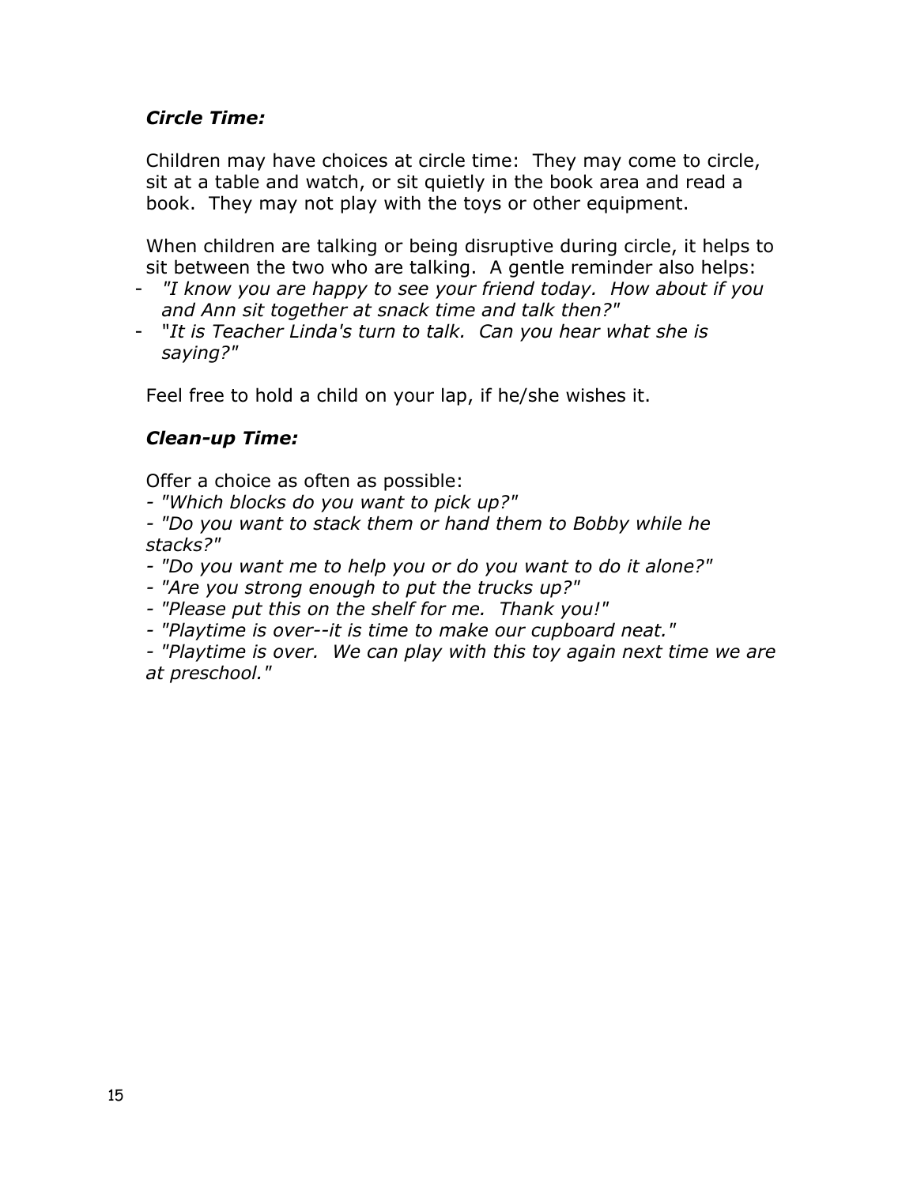### *Circle Time:*

Children may have choices at circle time: They may come to circle, sit at a table and watch, or sit quietly in the book area and read a book. They may not play with the toys or other equipment.

When children are talking or being disruptive during circle, it helps to sit between the two who are talking. A gentle reminder also helps:

- *"I know you are happy to see your friend today. How about if you and Ann sit together at snack time and talk then?"*
- "*It is Teacher Linda's turn to talk. Can you hear what she is saying?*"

Feel free to hold a child on your lap, if he/she wishes it.

### *Clean-up Time:*

Offer a choice as often as possible:

- *"Which blocks do you want to pick up?"*
- *"Do you want to stack them or hand them to Bobby while he stacks?"*
- *"Do you want me to help you or do you want to do it alone?"*
- *"Are you strong enough to put the trucks up?"*
- *"Please put this on the shelf for me. Thank you!"*
- *"Playtime is over--it is time to make our cupboard neat."*
- *"Playtime is over. We can play with this toy again next time we are at preschool."*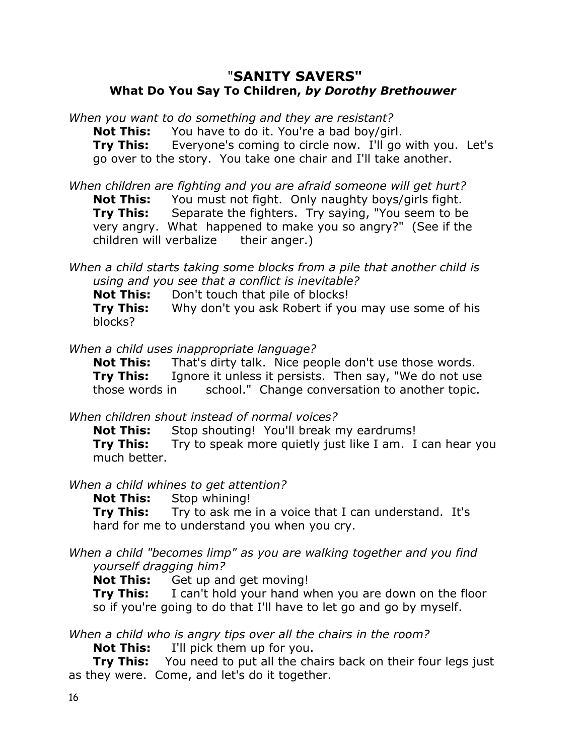# "SANITY SAVERS"

## What Do You Say To Children, *by Dorothy Brethouwer*

*When you want to do something and they are resistant?*

**Not This:** You have to do it. You're a bad boy/girl.

**Try This:** Everyone's coming to circle now. I'll go with you. Let's go over to the story. You take one chair and I'll take another.

*When children are fighting and you are afraid someone will get hurt?*

**Not This:** You must not fight. Only naughty boys/girls fight.

**Try This:** Separate the fighters. Try saying, "You seem to be very angry. What happened to make you so angry?" (See if the children will verbalize their anger.)

*When a child starts taking some blocks from a pile that another child is using and you see that a conflict is inevitable?*

**Not This:** Don't touch that pile of blocks!

**Try This:** Why don't you ask Robert if you may use some of his blocks?

*When a child uses inappropriate language?*

**Not This:** That's dirty talk. Nice people don't use those words.

**Try This:** Ignore it unless it persists. Then say, "We do not use those words in school." Change conversation to another topic.

*When children shout instead of normal voices?*

**Not This:** Stop shouting! You'll break my eardrums!

**Try This:** Try to speak more quietly just like I am. I can hear you much better.

*When a child whines to get attention?*

**Not This:** Stop whining!

**Try This:** Try to ask me in a voice that I can understand. It's hard for me to understand you when you cry.

*When a child "becomes limp" as you are walking together and you find yourself dragging him?*

**Not This:** Get up and get moving!

**Try This:** I can't hold your hand when you are down on the floor so if you're going to do that I'll have to let go and go by myself.

*When a child who is angry tips over all the chairs in the room?*

**Not This:** I'll pick them up for you.

**Try This:** You need to put all the chairs back on their four legs just as they were. Come, and let's do it together.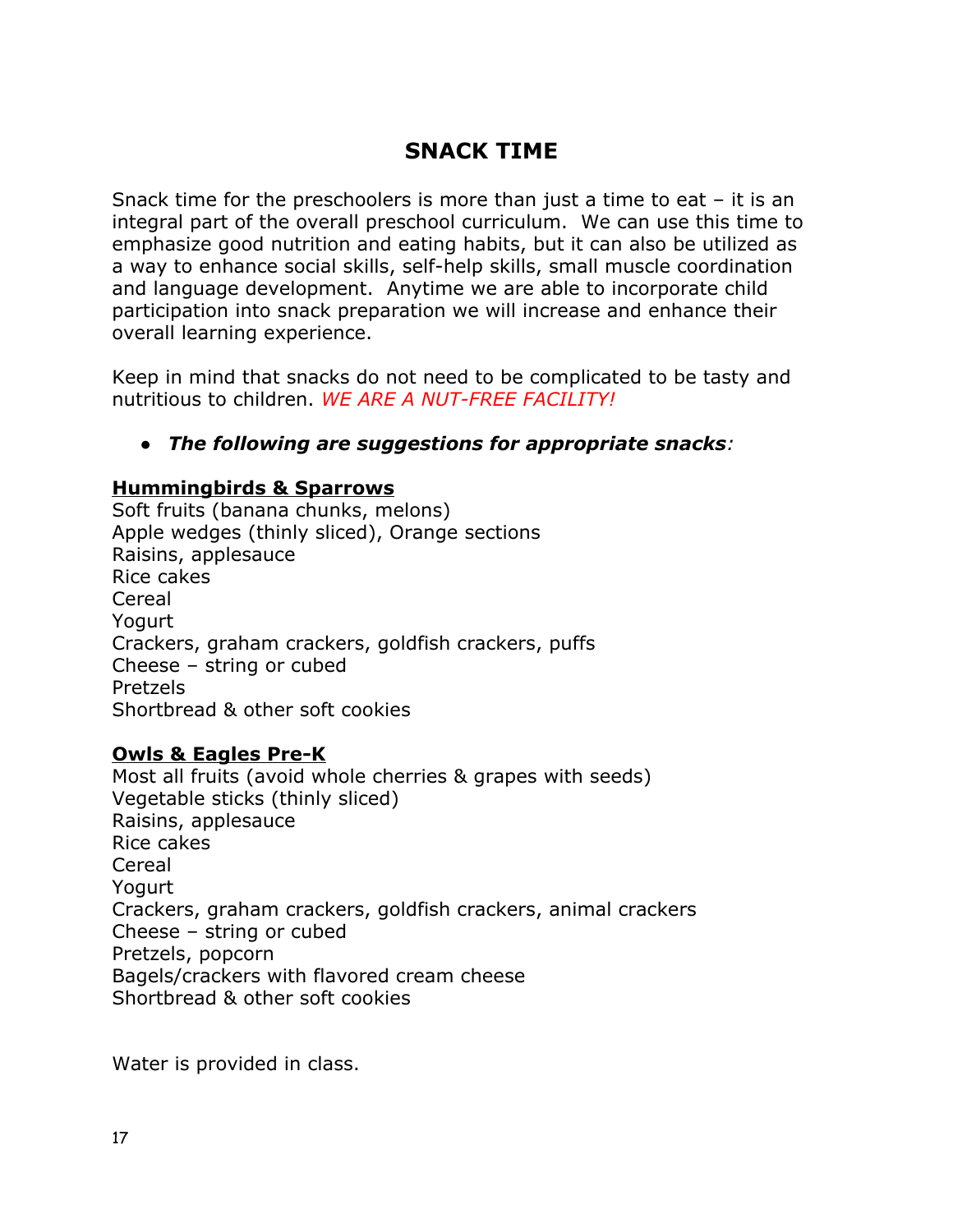# SNACK TIME

Snack time for the preschoolers is more than just a time to eat – it is an integral part of the overall preschool curriculum. We can use this time to emphasize good nutrition and eating habits, but it can also be utilized as a way to enhance social skills, self-help skills, small muscle coordination and language development. Anytime we are able to incorporate child participation into snack preparation we will increase and enhance their overall learning experience.

Keep in mind that snacks do not need to be complicated to be tasty and nutritious to children. *WE ARE A NUT-FREE FACILITY!*

- ***The following are suggestions for appropriate snacks**:*

**<u>Hummingbirds & Sparrows</u>**

Soft fruits (banana chunks, melons)
Apple wedges (thinly sliced), Orange sections
Raisins, applesauce
Rice cakes
Cereal
Yogurt
Crackers, graham crackers, goldfish crackers, puffs
Cheese – string or cubed
Pretzels
Shortbread & other soft cookies

**<u>Owls & Eagles Pre-K</u>**

Most all fruits (avoid whole cherries & grapes with seeds)
Vegetable sticks (thinly sliced)
Raisins, applesauce
Rice cakes
Cereal
Yogurt
Crackers, graham crackers, goldfish crackers, animal crackers
Cheese – string or cubed
Pretzels, popcorn
Bagels/crackers with flavored cream cheese
Shortbread & other soft cookies

Water is provided in class.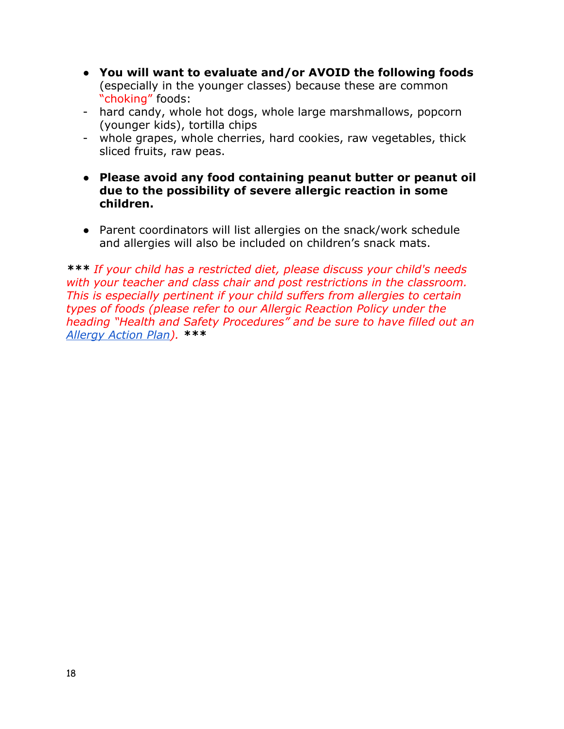- **You will want to evaluate and/or AVOID the following foods** (especially in the younger classes) because these are common "choking" foods:
  - hard candy, whole hot dogs, whole large marshmallows, popcorn (younger kids), tortilla chips
  - whole grapes, whole cherries, hard cookies, raw vegetables, thick sliced fruits, raw peas.

- **Please avoid any food containing peanut butter or peanut oil due to the possibility of severe allergic reaction in some children.**

- Parent coordinators will list allergies on the snack/work schedule and allergies will also be included on children's snack mats.

**\*\*\*** *If your child has a restricted diet, please discuss your child's needs with your teacher and class chair and post restrictions in the classroom. This is especially pertinent if your child suffers from allergies to certain types of foods (please refer to our Allergic Reaction Policy under the heading "Health and Safety Procedures" and be sure to have filled out an Allergy Action Plan).* **\*\*\***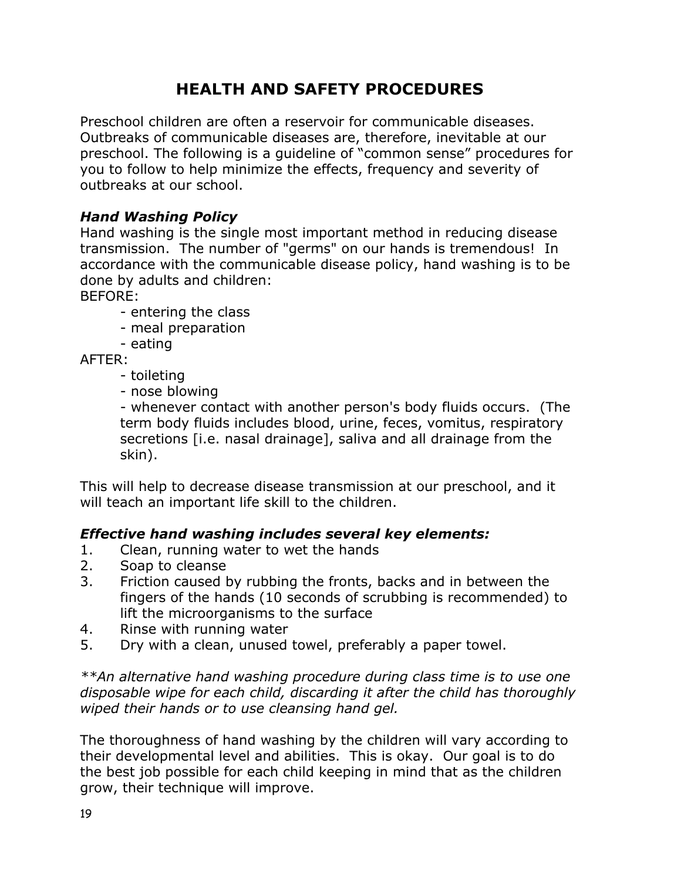# HEALTH AND SAFETY PROCEDURES

Preschool children are often a reservoir for communicable diseases. Outbreaks of communicable diseases are, therefore, inevitable at our preschool. The following is a guideline of "common sense" procedures for you to follow to help minimize the effects, frequency and severity of outbreaks at our school.

### *Hand Washing Policy*

Hand washing is the single most important method in reducing disease transmission. The number of "germs" on our hands is tremendous! In accordance with the communicable disease policy, hand washing is to be done by adults and children:

BEFORE:

- entering the class
- meal preparation
- eating

AFTER:

- toileting
- nose blowing
- whenever contact with another person's body fluids occurs. (The term body fluids includes blood, urine, feces, vomitus, respiratory secretions [i.e. nasal drainage], saliva and all drainage from the skin).

This will help to decrease disease transmission at our preschool, and it will teach an important life skill to the children.

### *Effective hand washing includes several key elements:*

1. Clean, running water to wet the hands
2. Soap to cleanse
3. Friction caused by rubbing the fronts, backs and in between the fingers of the hands (10 seconds of scrubbing is recommended) to lift the microorganisms to the surface
4. Rinse with running water
5. Dry with a clean, unused towel, preferably a paper towel.

*\*\*An alternative hand washing procedure during class time is to use one disposable wipe for each child, discarding it after the child has thoroughly wiped their hands or to use cleansing hand gel.*

The thoroughness of hand washing by the children will vary according to their developmental level and abilities. This is okay. Our goal is to do the best job possible for each child keeping in mind that as the children grow, their technique will improve.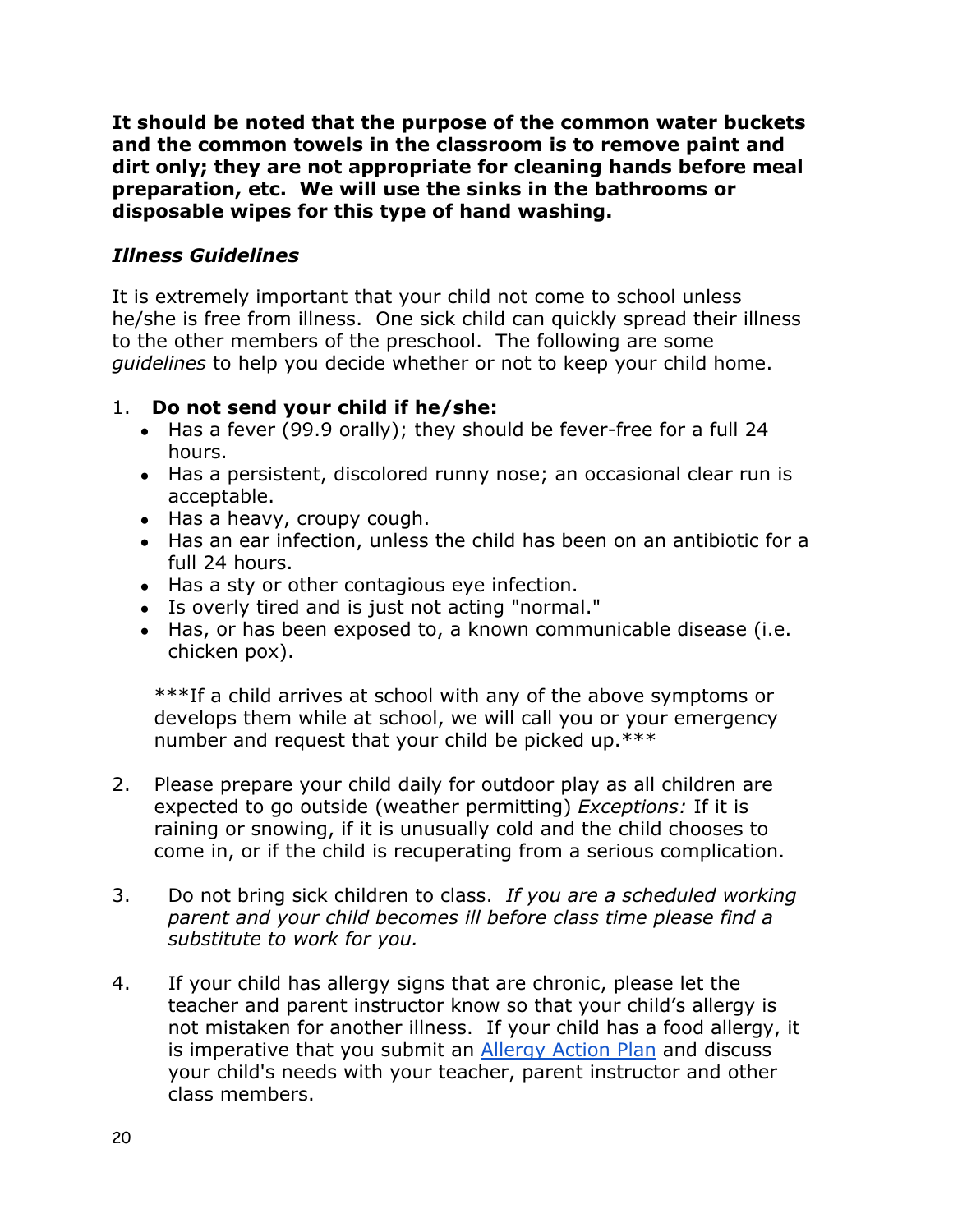**It should be noted that the purpose of the common water buckets and the common towels in the classroom is to remove paint and dirt only; they are not appropriate for cleaning hands before meal preparation, etc. We will use the sinks in the bathrooms or disposable wipes for this type of hand washing.**

### *Illness Guidelines*

It is extremely important that your child not come to school unless he/she is free from illness. One sick child can quickly spread their illness to the other members of the preschool. The following are some *guidelines* to help you decide whether or not to keep your child home.

1. **Do not send your child if he/she:**
   - Has a fever (99.9 orally); they should be fever-free for a full 24 hours.
   - Has a persistent, discolored runny nose; an occasional clear run is acceptable.
   - Has a heavy, croupy cough.
   - Has an ear infection, unless the child has been on an antibiotic for a full 24 hours.
   - Has a sty or other contagious eye infection.
   - Is overly tired and is just not acting "normal."
   - Has, or has been exposed to, a known communicable disease (i.e. chicken pox).

   ***If a child arrives at school with any of the above symptoms or develops them while at school, we will call you or your emergency number and request that your child be picked up.***

2. Please prepare your child daily for outdoor play as all children are expected to go outside (weather permitting) *Exceptions:* If it is raining or snowing, if it is unusually cold and the child chooses to come in, or if the child is recuperating from a serious complication.

3. Do not bring sick children to class. *If you are a scheduled working parent and your child becomes ill before class time please find a substitute to work for you.*

4. If your child has allergy signs that are chronic, please let the teacher and parent instructor know so that your child's allergy is not mistaken for another illness. If your child has a food allergy, it is imperative that you submit an Allergy Action Plan and discuss your child's needs with your teacher, parent instructor and other class members.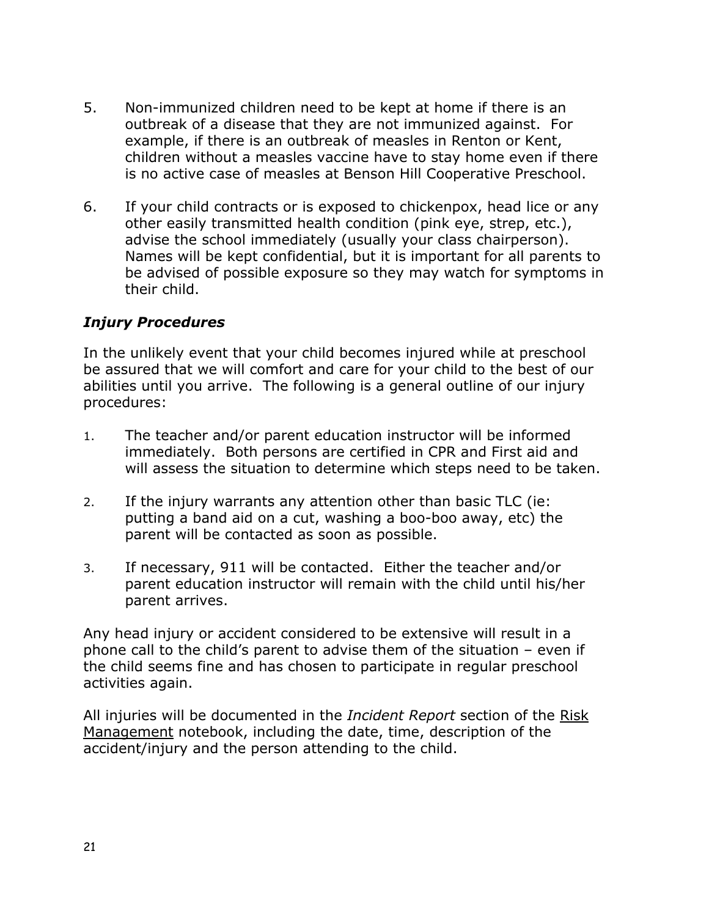5. Non-immunized children need to be kept at home if there is an outbreak of a disease that they are not immunized against. For example, if there is an outbreak of measles in Renton or Kent, children without a measles vaccine have to stay home even if there is no active case of measles at Benson Hill Cooperative Preschool.

6. If your child contracts or is exposed to chickenpox, head lice or any other easily transmitted health condition (pink eye, strep, etc.), advise the school immediately (usually your class chairperson). Names will be kept confidential, but it is important for all parents to be advised of possible exposure so they may watch for symptoms in their child.

### *Injury Procedures*

In the unlikely event that your child becomes injured while at preschool be assured that we will comfort and care for your child to the best of our abilities until you arrive. The following is a general outline of our injury procedures:

1. The teacher and/or parent education instructor will be informed immediately. Both persons are certified in CPR and First aid and will assess the situation to determine which steps need to be taken.

2. If the injury warrants any attention other than basic TLC (ie: putting a band aid on a cut, washing a boo-boo away, etc) the parent will be contacted as soon as possible.

3. If necessary, 911 will be contacted. Either the teacher and/or parent education instructor will remain with the child until his/her parent arrives.

Any head injury or accident considered to be extensive will result in a phone call to the child's parent to advise them of the situation – even if the child seems fine and has chosen to participate in regular preschool activities again.

All injuries will be documented in the *Incident Report* section of the <u>Risk Management</u> notebook, including the date, time, description of the accident/injury and the person attending to the child.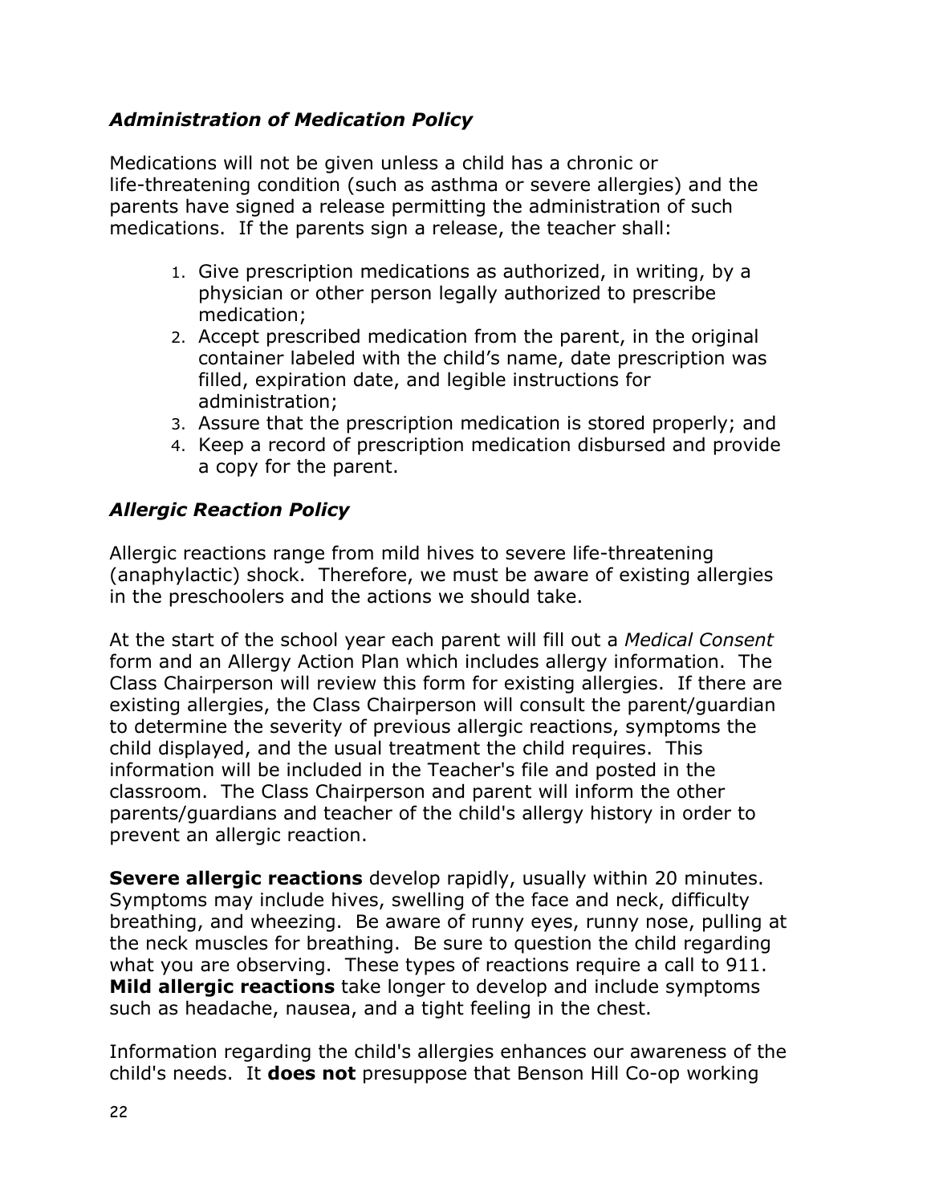### *Administration of Medication Policy*

Medications will not be given unless a child has a chronic or life-threatening condition (such as asthma or severe allergies) and the parents have signed a release permitting the administration of such medications. If the parents sign a release, the teacher shall:

1. Give prescription medications as authorized, in writing, by a physician or other person legally authorized to prescribe medication;
2. Accept prescribed medication from the parent, in the original container labeled with the child's name, date prescription was filled, expiration date, and legible instructions for administration;
3. Assure that the prescription medication is stored properly; and
4. Keep a record of prescription medication disbursed and provide a copy for the parent.

### *Allergic Reaction Policy*

Allergic reactions range from mild hives to severe life-threatening (anaphylactic) shock. Therefore, we must be aware of existing allergies in the preschoolers and the actions we should take.

At the start of the school year each parent will fill out a *Medical Consent* form and an Allergy Action Plan which includes allergy information. The Class Chairperson will review this form for existing allergies. If there are existing allergies, the Class Chairperson will consult the parent/guardian to determine the severity of previous allergic reactions, symptoms the child displayed, and the usual treatment the child requires. This information will be included in the Teacher's file and posted in the classroom. The Class Chairperson and parent will inform the other parents/guardians and teacher of the child's allergy history in order to prevent an allergic reaction.

**Severe allergic reactions** develop rapidly, usually within 20 minutes. Symptoms may include hives, swelling of the face and neck, difficulty breathing, and wheezing. Be aware of runny eyes, runny nose, pulling at the neck muscles for breathing. Be sure to question the child regarding what you are observing. These types of reactions require a call to 911. **Mild allergic reactions** take longer to develop and include symptoms such as headache, nausea, and a tight feeling in the chest.

Information regarding the child's allergies enhances our awareness of the child's needs. It **does not** presuppose that Benson Hill Co-op working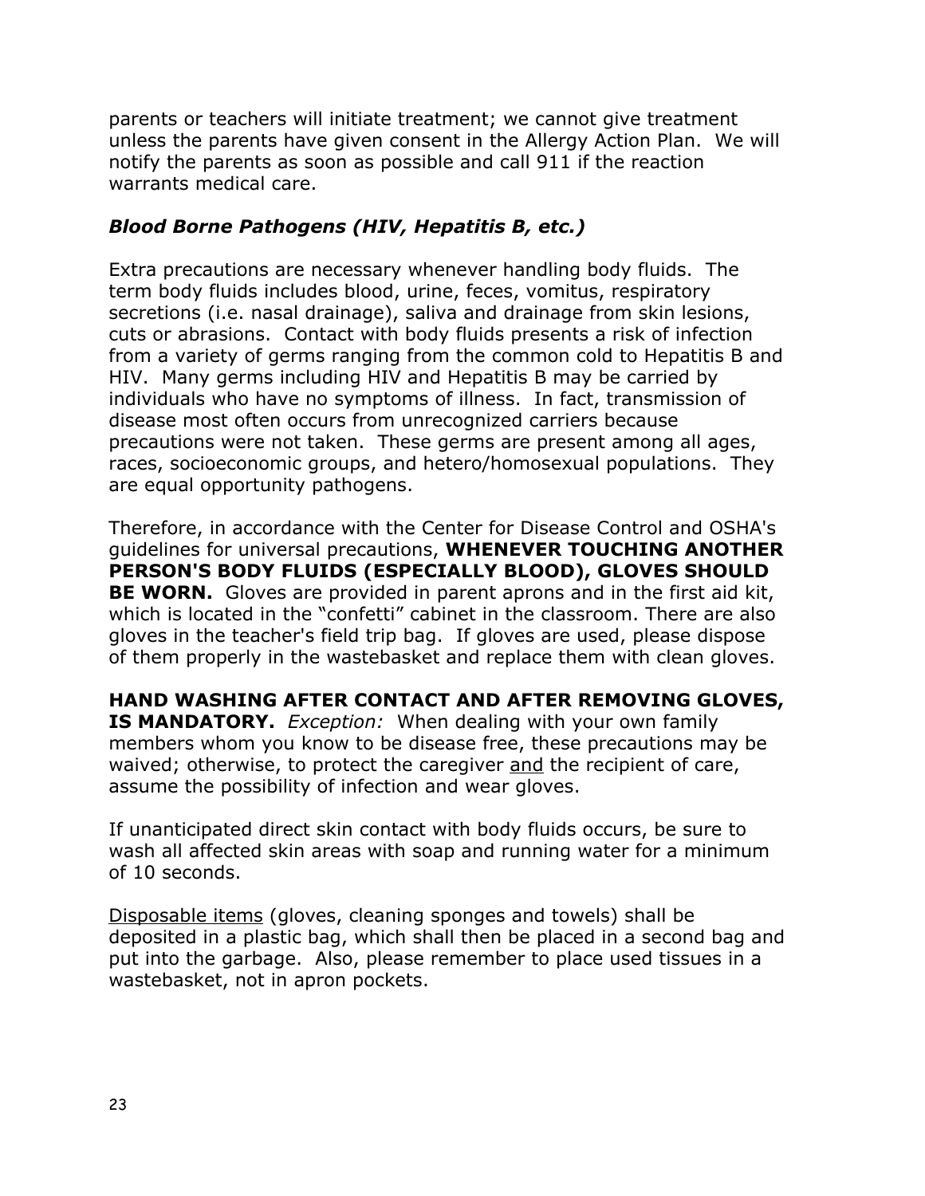parents or teachers will initiate treatment; we cannot give treatment unless the parents have given consent in the Allergy Action Plan. We will notify the parents as soon as possible and call 911 if the reaction warrants medical care.

### *Blood Borne Pathogens (HIV, Hepatitis B, etc.)*

Extra precautions are necessary whenever handling body fluids. The term body fluids includes blood, urine, feces, vomitus, respiratory secretions (i.e. nasal drainage), saliva and drainage from skin lesions, cuts or abrasions. Contact with body fluids presents a risk of infection from a variety of germs ranging from the common cold to Hepatitis B and HIV. Many germs including HIV and Hepatitis B may be carried by individuals who have no symptoms of illness. In fact, transmission of disease most often occurs from unrecognized carriers because precautions were not taken. These germs are present among all ages, races, socioeconomic groups, and hetero/homosexual populations. They are equal opportunity pathogens.

Therefore, in accordance with the Center for Disease Control and OSHA's guidelines for universal precautions, **WHENEVER TOUCHING ANOTHER PERSON'S BODY FLUIDS (ESPECIALLY BLOOD), GLOVES SHOULD BE WORN.** Gloves are provided in parent aprons and in the first aid kit, which is located in the "confetti" cabinet in the classroom. There are also gloves in the teacher's field trip bag. If gloves are used, please dispose of them properly in the wastebasket and replace them with clean gloves.

**HAND WASHING AFTER CONTACT AND AFTER REMOVING GLOVES, IS MANDATORY.** *Exception:* When dealing with your own family members whom you know to be disease free, these precautions may be waived; otherwise, to protect the caregiver <u>and</u> the recipient of care, assume the possibility of infection and wear gloves.

If unanticipated direct skin contact with body fluids occurs, be sure to wash all affected skin areas with soap and running water for a minimum of 10 seconds.

<u>Disposable items</u> (gloves, cleaning sponges and towels) shall be deposited in a plastic bag, which shall then be placed in a second bag and put into the garbage. Also, please remember to place used tissues in a wastebasket, not in apron pockets.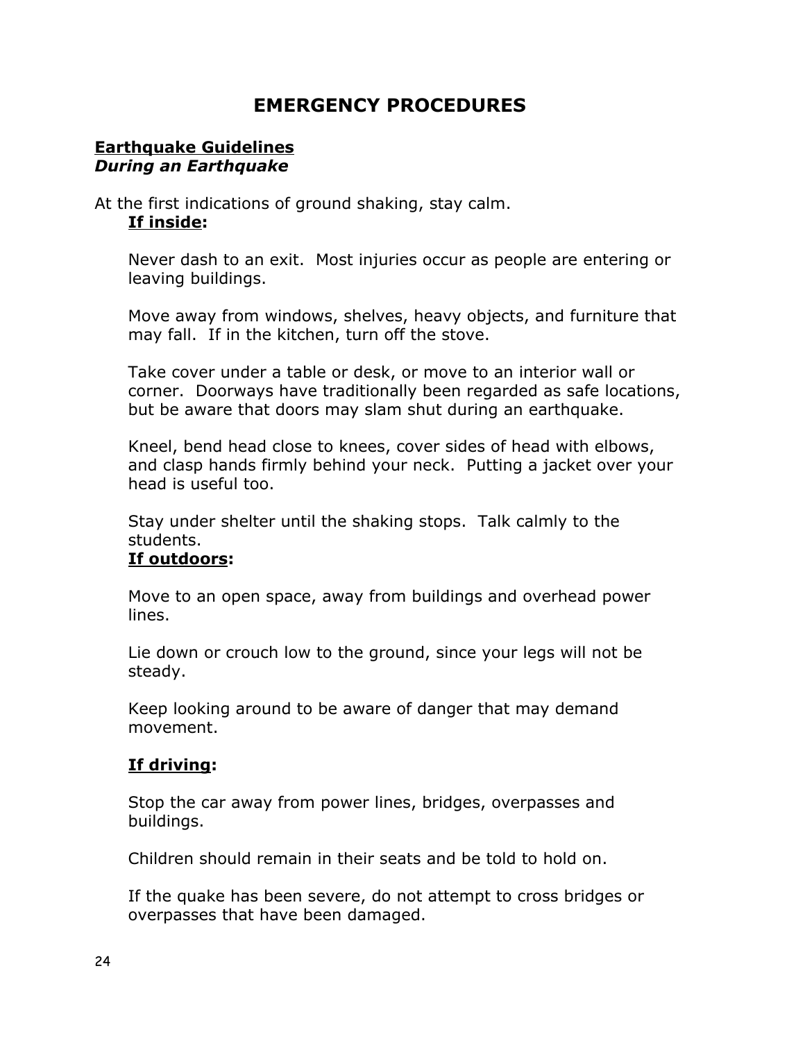# EMERGENCY PROCEDURES

**<u>Earthquake Guidelines</u>**
***During an Earthquake***

At the first indications of ground shaking, stay calm.

**<u>If inside</u>:**

Never dash to an exit. Most injuries occur as people are entering or leaving buildings.

Move away from windows, shelves, heavy objects, and furniture that may fall. If in the kitchen, turn off the stove.

Take cover under a table or desk, or move to an interior wall or corner. Doorways have traditionally been regarded as safe locations, but be aware that doors may slam shut during an earthquake.

Kneel, bend head close to knees, cover sides of head with elbows, and clasp hands firmly behind your neck. Putting a jacket over your head is useful too.

Stay under shelter until the shaking stops. Talk calmly to the students.

**<u>If outdoors</u>:**

Move to an open space, away from buildings and overhead power lines.

Lie down or crouch low to the ground, since your legs will not be steady.

Keep looking around to be aware of danger that may demand movement.

**<u>If driving</u>:**

Stop the car away from power lines, bridges, overpasses and buildings.

Children should remain in their seats and be told to hold on.

If the quake has been severe, do not attempt to cross bridges or overpasses that have been damaged.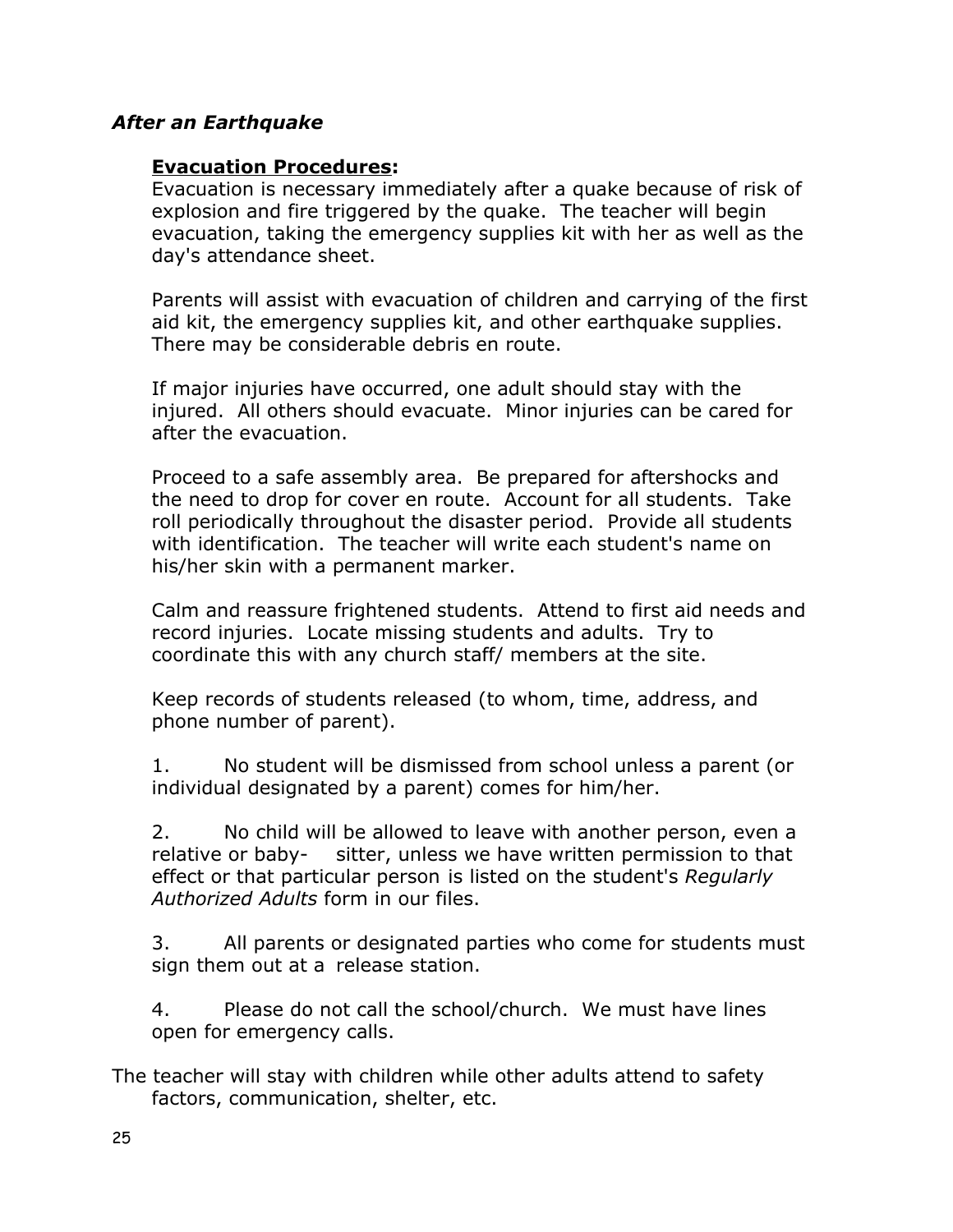### *After an Earthquake*

**Evacuation Procedures:**
Evacuation is necessary immediately after a quake because of risk of explosion and fire triggered by the quake. The teacher will begin evacuation, taking the emergency supplies kit with her as well as the day's attendance sheet.

Parents will assist with evacuation of children and carrying of the first aid kit, the emergency supplies kit, and other earthquake supplies. There may be considerable debris en route.

If major injuries have occurred, one adult should stay with the injured. All others should evacuate. Minor injuries can be cared for after the evacuation.

Proceed to a safe assembly area. Be prepared for aftershocks and the need to drop for cover en route. Account for all students. Take roll periodically throughout the disaster period. Provide all students with identification. The teacher will write each student's name on his/her skin with a permanent marker.

Calm and reassure frightened students. Attend to first aid needs and record injuries. Locate missing students and adults. Try to coordinate this with any church staff/ members at the site.

Keep records of students released (to whom, time, address, and phone number of parent).

1. No student will be dismissed from school unless a parent (or individual designated by a parent) comes for him/her.

2. No child will be allowed to leave with another person, even a relative or baby- sitter, unless we have written permission to that effect or that particular person is listed on the student's *Regularly Authorized Adults* form in our files.

3. All parents or designated parties who come for students must sign them out at a release station.

4. Please do not call the school/church. We must have lines open for emergency calls.

The teacher will stay with children while other adults attend to safety factors, communication, shelter, etc.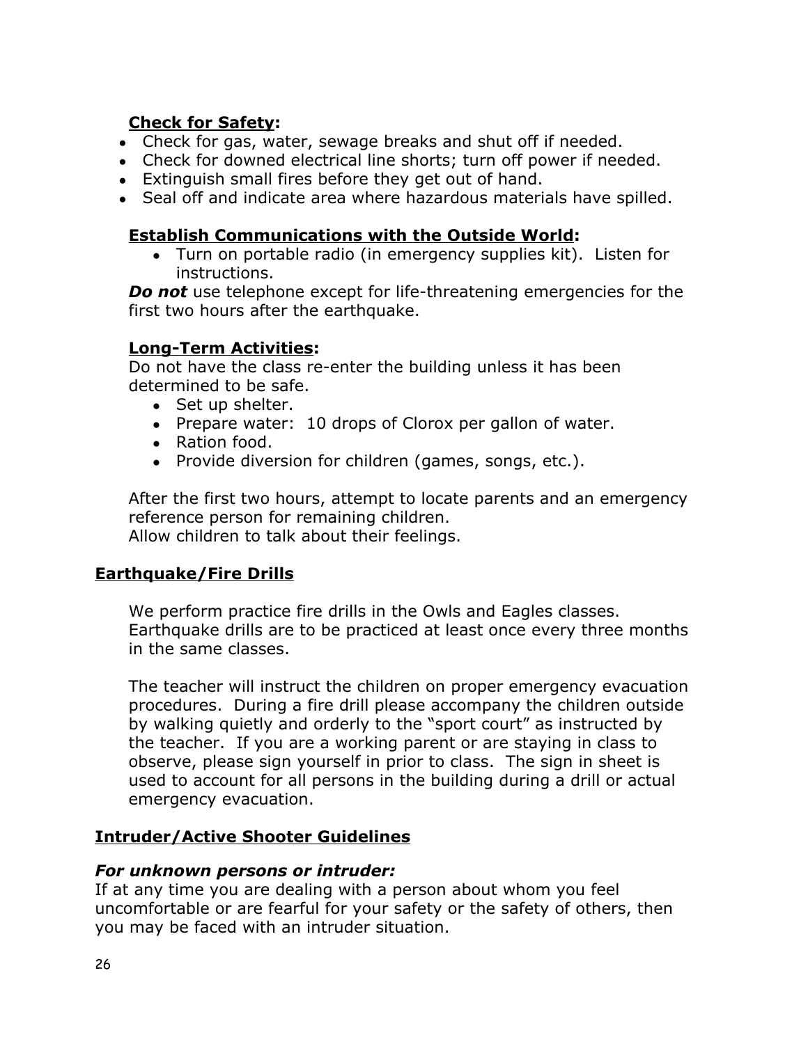**Check for Safety:**

- Check for gas, water, sewage breaks and shut off if needed.
- Check for downed electrical line shorts; turn off power if needed.
- Extinguish small fires before they get out of hand.
- Seal off and indicate area where hazardous materials have spilled.

**Establish Communications with the Outside World:**

- Turn on portable radio (in emergency supplies kit). Listen for instructions.

***Do not*** use telephone except for life-threatening emergencies for the first two hours after the earthquake.

**Long-Term Activities:**

Do not have the class re-enter the building unless it has been determined to be safe.

- Set up shelter.
- Prepare water: 10 drops of Clorox per gallon of water.
- Ration food.
- Provide diversion for children (games, songs, etc.).

After the first two hours, attempt to locate parents and an emergency reference person for remaining children.
Allow children to talk about their feelings.

## Earthquake/Fire Drills

We perform practice fire drills in the Owls and Eagles classes. Earthquake drills are to be practiced at least once every three months in the same classes.

The teacher will instruct the children on proper emergency evacuation procedures. During a fire drill please accompany the children outside by walking quietly and orderly to the "sport court" as instructed by the teacher. If you are a working parent or are staying in class to observe, please sign yourself in prior to class. The sign in sheet is used to account for all persons in the building during a drill or actual emergency evacuation.

## Intruder/Active Shooter Guidelines

***For unknown persons or intruder:***

If at any time you are dealing with a person about whom you feel uncomfortable or are fearful for your safety or the safety of others, then you may be faced with an intruder situation.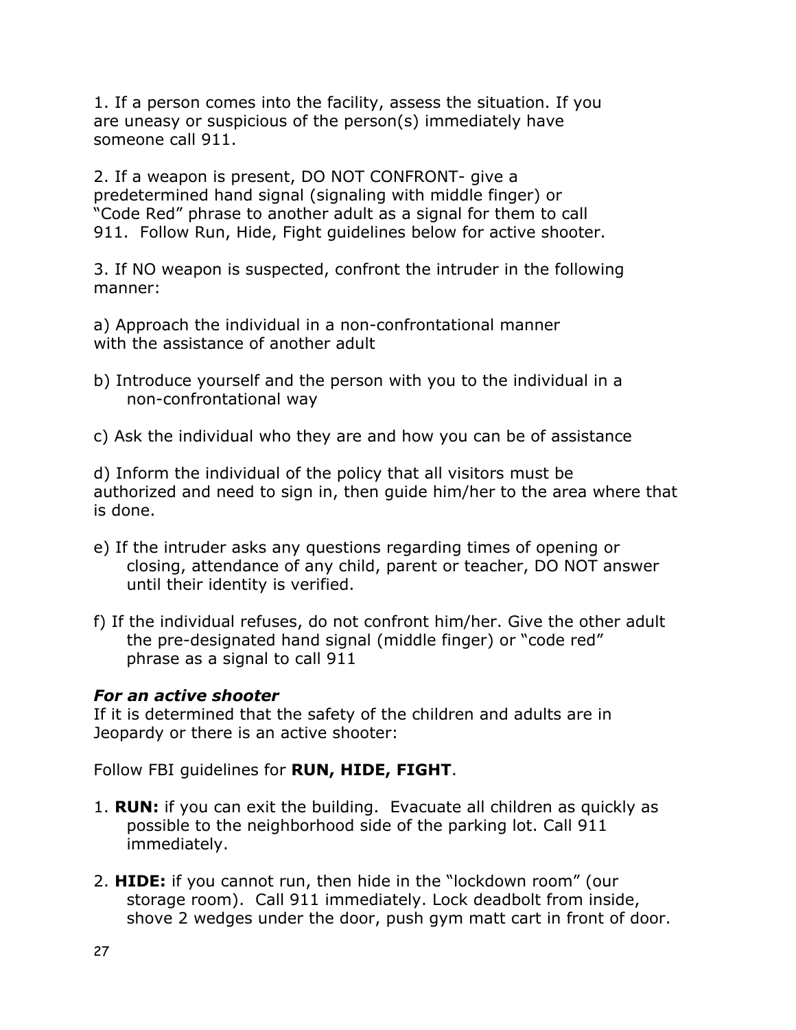1. If a person comes into the facility, assess the situation. If you are uneasy or suspicious of the person(s) immediately have someone call 911.

2. If a weapon is present, DO NOT CONFRONT- give a predetermined hand signal (signaling with middle finger) or “Code Red” phrase to another adult as a signal for them to call 911. Follow Run, Hide, Fight guidelines below for active shooter.

3. If NO weapon is suspected, confront the intruder in the following manner:

a) Approach the individual in a non-confrontational manner with the assistance of another adult

b) Introduce yourself and the person with you to the individual in a non-confrontational way

c) Ask the individual who they are and how you can be of assistance

d) Inform the individual of the policy that all visitors must be authorized and need to sign in, then guide him/her to the area where that is done.

e) If the intruder asks any questions regarding times of opening or closing, attendance of any child, parent or teacher, DO NOT answer until their identity is verified.

f) If the individual refuses, do not confront him/her. Give the other adult the pre-designated hand signal (middle finger) or “code red” phrase as a signal to call 911

***For an active shooter***

If it is determined that the safety of the children and adults are in Jeopardy or there is an active shooter:

Follow FBI guidelines for **RUN, HIDE, FIGHT**.

1. **RUN:** if you can exit the building. Evacuate all children as quickly as possible to the neighborhood side of the parking lot. Call 911 immediately.

2. **HIDE:** if you cannot run, then hide in the “lockdown room” (our storage room). Call 911 immediately. Lock deadbolt from inside, shove 2 wedges under the door, push gym matt cart in front of door.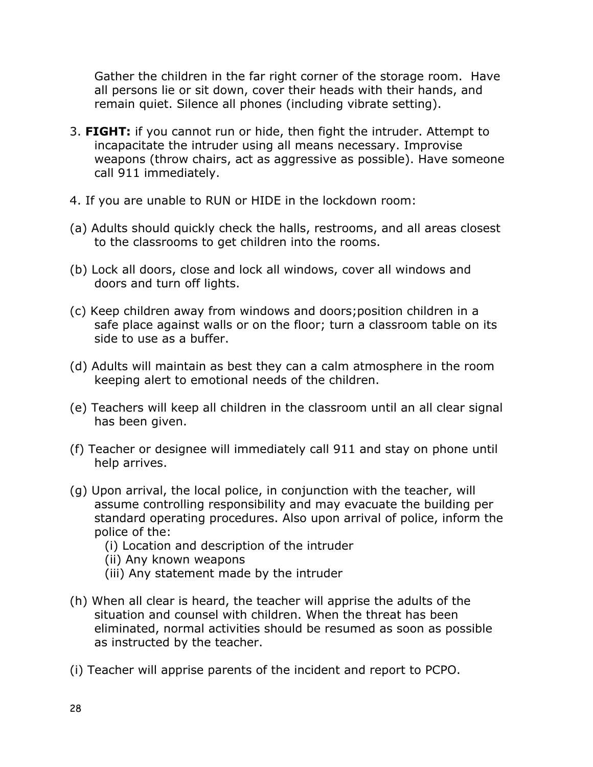Gather the children in the far right corner of the storage room. Have all persons lie or sit down, cover their heads with their hands, and remain quiet. Silence all phones (including vibrate setting).

3. **FIGHT:** if you cannot run or hide, then fight the intruder. Attempt to incapacitate the intruder using all means necessary. Improvise weapons (throw chairs, act as aggressive as possible). Have someone call 911 immediately.

4. If you are unable to RUN or HIDE in the lockdown room:

(a) Adults should quickly check the halls, restrooms, and all areas closest to the classrooms to get children into the rooms.

(b) Lock all doors, close and lock all windows, cover all windows and doors and turn off lights.

(c) Keep children away from windows and doors;position children in a safe place against walls or on the floor; turn a classroom table on its side to use as a buffer.

(d) Adults will maintain as best they can a calm atmosphere in the room keeping alert to emotional needs of the children.

(e) Teachers will keep all children in the classroom until an all clear signal has been given.

(f) Teacher or designee will immediately call 911 and stay on phone until help arrives.

(g) Upon arrival, the local police, in conjunction with the teacher, will assume controlling responsibility and may evacuate the building per standard operating procedures. Also upon arrival of police, inform the police of the:

  (i) Location and description of the intruder
  (ii) Any known weapons
  (iii) Any statement made by the intruder

(h) When all clear is heard, the teacher will apprise the adults of the situation and counsel with children. When the threat has been eliminated, normal activities should be resumed as soon as possible as instructed by the teacher.

(i) Teacher will apprise parents of the incident and report to PCPO.